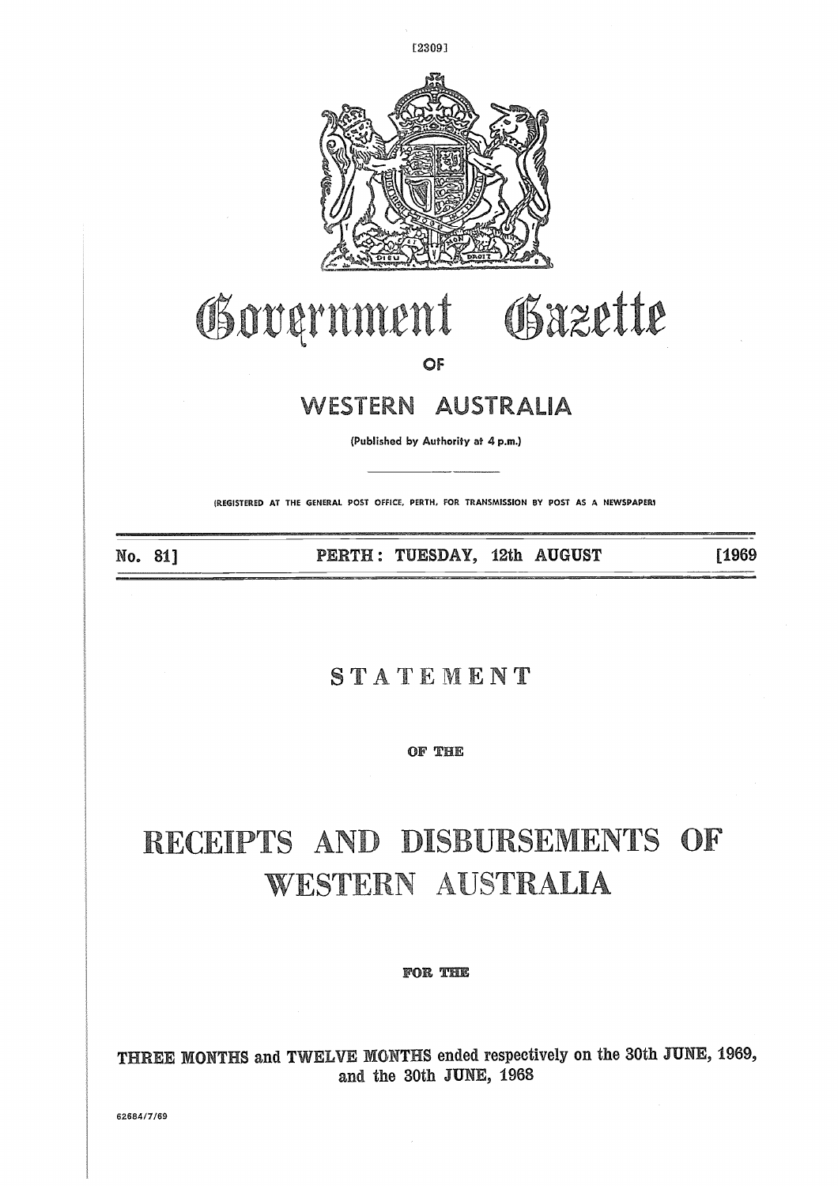# Government Gazette

OF

## WESTERN AUSTRALIA

(Published by Authority at 4 p.m.)

(REGISTERED AT THE GENERAL POST OFFICE, PERTH, FOR TRANSMISSION BY POST AS A NEWSPAPER)

No. 81] PERTH: TUESDAY, 12th AUGUST [1969

## STATEMENT

OF THE

# RECEIPTS AND DISBURSEMENTS OF WESTERN AUSTRALIA

FOR THE

THREE MONTHS and TWELVE MONTHS ended respectively on the 30th JUNE, 1969, and the 30th JUNE, 1968

62684/7/69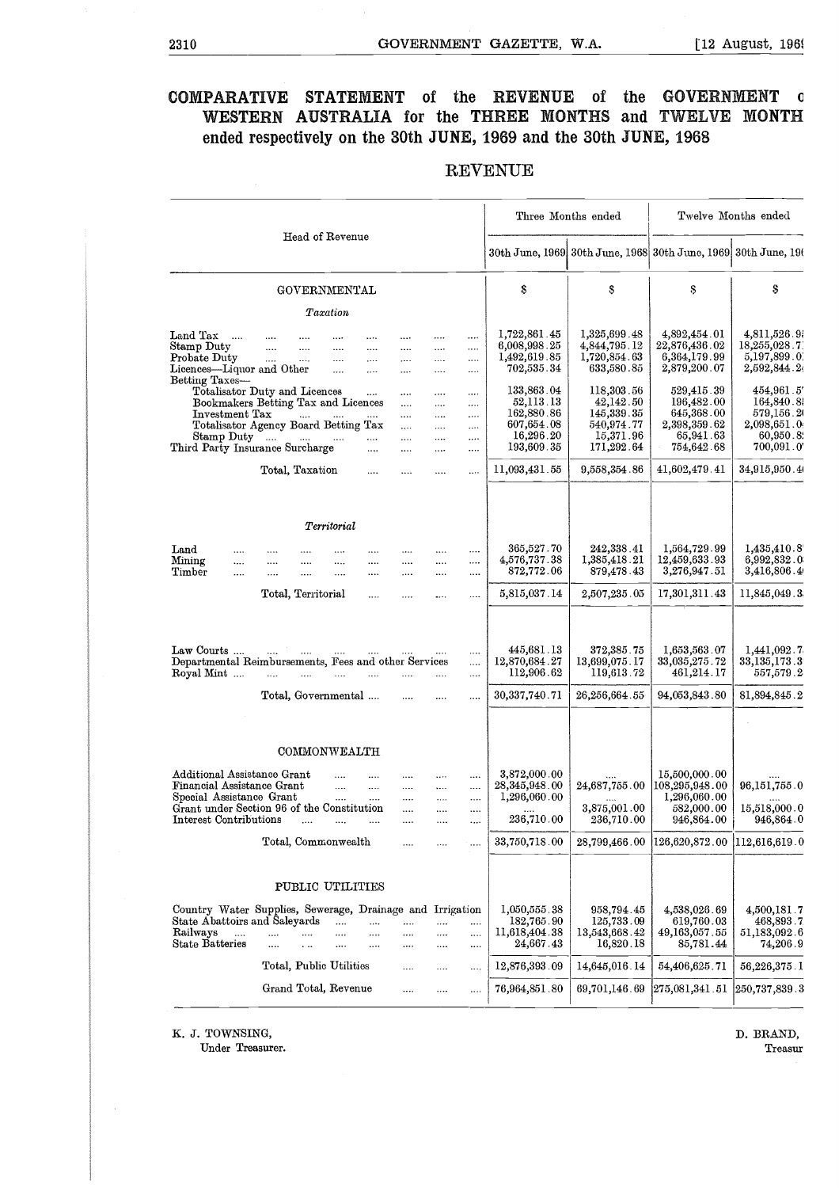# COMPARATIVE STATEMENT of the REVENUE of the GOVERNMENT o WESTERN AUSTRALIA for the THREE MONTHS and TWELVE MONTH ended respectively on the 30th JUNE, 1969 and the 30th JUNE, 1968

## REVENUE

| Head of Revenue | Three Months ended | | Twelve Months ended | |
|---|---|---|---|---|
| | 30th June, 1969 | 30th June, 1968 | 30th June, 1969 | 30th June, 196 |
| GOVERNMENTAL | $ | $ | $ | $ |
| *Taxation* | | | | |
| Land Tax | 1,722,861.45 | 1,325,699.48 | 4,892,454.01 | 4,811,526.9 |
| Stamp Duty | 6,008,998.25 | 4,844,795.12 | 22,876,436.02 | 18,255,028.7 |
| Probate Duty | 1,492,619.85 | 1,720,854.63 | 6,364,179.99 | 5,197,899.0 |
| Licences—Liquor and Other | 702,535.34 | 633,580.85 | 2,879,200.07 | 2,592,844.2 |
| Betting Taxes— | | | | |
| Totalisator Duty and Licences | 133,863.04 | 118,303.56 | 529,415.39 | 454,961.5 |
| Bookmakers Betting Tax and Licences | 52,113.13 | 42,142.50 | 196,482.00 | 164,840.8 |
| Investment Tax | 162,880.86 | 145,339.35 | 645,368.00 | 579,156.2 |
| Totalisator Agency Board Betting Tax | 607,654.08 | 540,974.77 | 2,398,359.62 | 2,098,651.0 |
| Stamp Duty | 16,296.20 | 15,371.96 | 65,941.63 | 60,950.8 |
| Third Party Insurance Surcharge | 193,609.35 | 171,292.64 | 754,642.68 | 700,091.0 |
| Total, Taxation | 11,093,431.55 | 9,558,354.86 | 41,602,479.41 | 34,915,950.4 |
| *Territorial* | | | | |
| Land | 365,527.70 | 242,338.41 | 1,564,729.99 | 1,435,410.8 |
| Mining | 4,576,737.38 | 1,385,418.21 | 12,459,633.93 | 6,992,832.0 |
| Timber | 872,772.06 | 879,478.43 | 3,276,947.51 | 3,416,806.4 |
| Total, Territorial | 5,815,037.14 | 2,507,235.05 | 17,301,311.43 | 11,845,049.3 |
| Law Courts | 445,681.13 | 372,385.75 | 1,653,563.07 | 1,441,092.7 |
| Departmental Reimbursements, Fees and other Services | 12,870,684.27 | 13,699,075.17 | 33,035,275.72 | 33,135,173.3 |
| Royal Mint | 112,906.62 | 119,613.72 | 461,214.17 | 557,579.2 |
| Total, Governmental | 30,337,740.71 | 26,256,664.55 | 94,053,843.80 | 81,894,845.2 |
| COMMONWEALTH | | | | |
| Additional Assistance Grant | 3,872,000.00 | .... | 15,500,000.00 | .... |
| Financial Assistance Grant | 28,345,948.00 | 24,687,755.00 | 108,295,948.00 | 96,151,755.0 |
| Special Assistance Grant | 1,296,060.00 | .... | 1,296,060.00 | .... |
| Grant under Section 96 of the Constitution | .... | 3,875,001.00 | 582,000.00 | 15,518,000.0 |
| Interest Contributions | 236,710.00 | 236,710.00 | 946,864.00 | 946,864.0 |
| Total, Commonwealth | 33,750,718.00 | 28,799,466.00 | 126,620,872.00 | 112,616,619.0 |
| PUBLIC UTILITIES | | | | |
| Country Water Supplies, Sewerage, Drainage and Irrigation | 1,050,555.38 | 958,794.45 | 4,538,026.69 | 4,500,181.7 |
| State Abattoirs and Saleyards | 182,765.90 | 125,733.09 | 619,760.03 | 468,893.7 |
| Railways | 11,618,404.38 | 13,543,668.42 | 49,163,057.55 | 51,183,092.6 |
| State Batteries | 24,667.43 | 16,820.18 | 85,781.44 | 74,206.9 |
| Total, Public Utilities | 12,876,393.09 | 14,645,016.14 | 54,406,625.71 | 56,226,375.1 |
| Grand Total, Revenue | 76,964,851.80 | 69,701,146.69 | 275,081,341.51 | 250,737,839.3 |

K. J. TOWNSING,
Under Treasurer.

D. BRAND,
Treasur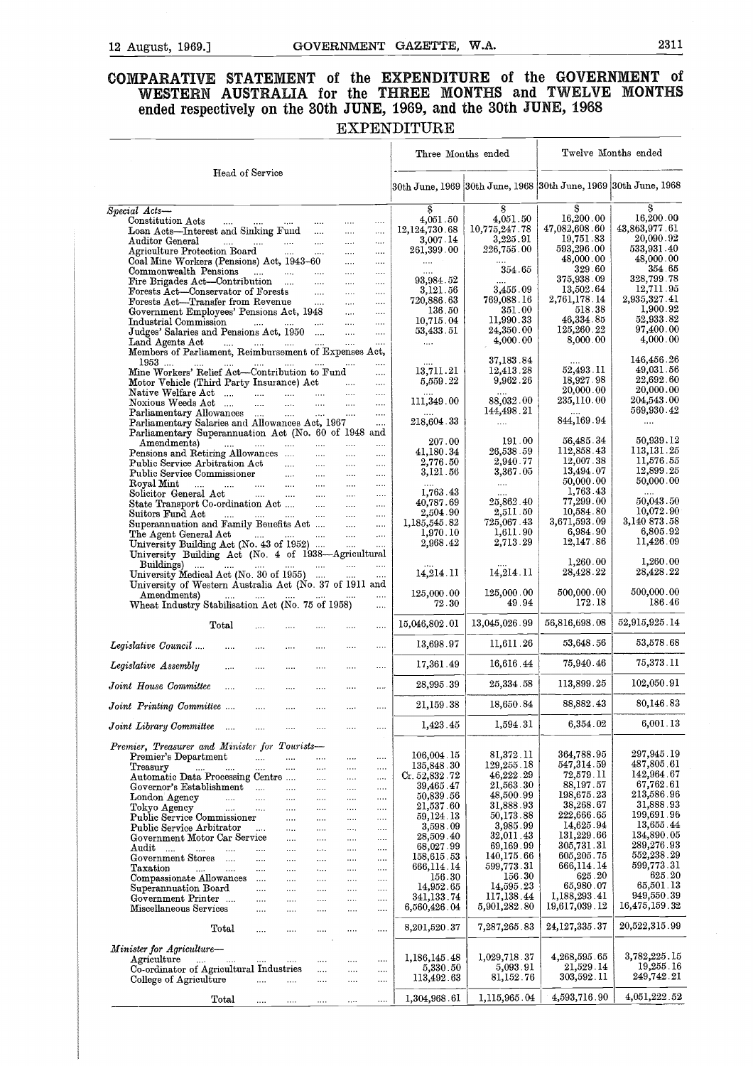# COMPARATIVE STATEMENT of the EXPENDITURE of the GOVERNMENT of WESTERN AUSTRALIA for the THREE MONTHS and TWELVE MONTHS ended respectively on the 30th JUNE, 1969, and the 30th JUNE, 1968

## EXPENDITURE

| Head of Service | Three Months ended | | Twelve Months ended | |
|---|---|---|---|---|
| | 30th June, 1969 | 30th June, 1968 | 30th June, 1969 | 30th June, 1968 |
| | $ | $ | $ | $ |
| *Special Acts—* | | | | |
| Constitution Acts | 4,051.50 | 4,051.50 | 16,200.00 | 16,200.00 |
| Loan Acts—Interest and Sinking Fund | 12,124,730.68 | 10,775,247.78 | 47,082,608.60 | 43,863,977.61 |
| Auditor General | 3,007.14 | 3,225.91 | 19,751.83 | 20,090.92 |
| Agriculture Protection Board | 261,399.00 | 226,755.00 | 593,296.00 | 533,931.40 |
| Coal Mine Workers (Pensions) Act, 1943-60 | .... | .... | 48,000.00 | 48,000.00 |
| Commonwealth Pensions | .... | 354.65 | 329.60 | 354.65 |
| Fire Brigades Act—Contribution | 93,984.52 | .... | 375,938.09 | 328,799.78 |
| Forests Act—Conservator of Forests | 3,121.56 | 3,455.09 | 13,502.64 | 12,711.95 |
| Forests Act—Transfer from Revenue | 720,886.63 | 769,088.16 | 2,761,178.14 | 2,935,327.41 |
| Government Employees' Pensions Act, 1948 | 136.50 | 351.00 | 518.38 | 1,900.92 |
| Industrial Commission | 10,715.04 | 11,990.33 | 46,334.85 | 52,933.82 |
| Judges' Salaries and Pensions Act, 1950 | 53,433.51 | 24,350.00 | 125,260.22 | 97,400.00 |
| Land Agents Act | .... | 4,000.00 | 8,000.00 | 4,000.00 |
| Members of Parliament, Reimbursement of Expenses Act, 1953 | .... | 37,183.84 | .... | 146,456.26 |
| Mine Workers' Relief Act—Contribution to Fund | 13,711.21 | 12,413.28 | 52,493.11 | 49,031.56 |
| Motor Vehicle (Third Party Insurance) Act | 5,559.22 | 9,962.26 | 18,927.98 | 22,692.60 |
| Native Welfare Act | .... | .... | 20,000.00 | 20,000.00 |
| Noxious Weeds Act | 111,349.00 | 88,032.00 | 235,110.00 | 204,543.00 |
| Parliamentary Allowances | .... | 144,498.21 | .... | 569,930.42 |
| Parliamentary Salaries and Allowances Act, 1967 | 218,604.33 | .... | 844,169.94 | .... |
| Parliamentary Superannuation Act (No. 60 of 1948 and Amendments) | 207.00 | 191.00 | 56,485.34 | 50,939.12 |
| Pensions and Retiring Allowances | 41,180.34 | 26,538.59 | 112,858.43 | 113,131.25 |
| Public Service Arbitration Act | 2,776.50 | 2,940.77 | 12,007.38 | 11,576.55 |
| Public Service Commissioner | 3,121.56 | 3,367.05 | 13,494.07 | 12,899.25 |
| Royal Mint | .... | .... | 50,000.00 | 50,000.00 |
| Solicitor General Act | 1,763.43 | .... | 1,763.43 | .... |
| State Transport Co-ordination Act | 40,787.69 | 25,862.40 | 77,299.00 | 50,043.50 |
| Suitors Fund Act | 2,504.90 | 2,511.50 | 10,584.80 | 10,072.90 |
| Superannuation and Family Benefits Act | 1,185,545.82 | 725,067.43 | 3,671,593.09 | 3,140,873.58 |
| The Agent General Act | 1,970.10 | 1,611.90 | 6,984.90 | 6,805.92 |
| University Building Act (No. 43 of 1952) | 2,968.42 | 2,713.29 | 12,147.86 | 11,426.09 |
| University Building Act (No. 4 of 1938—Agricultural Buildings) | .... | .... | 1,260.00 | 1,260.00 |
| University Medical Act (No. 30 of 1955) | 14,214.11 | 14,214.11 | 28,428.22 | 28,428.22 |
| University of Western Australia Act (No. 37 of 1911 and Amendments) | 125,000.00 | 125,000.00 | 500,000.00 | 500,000.00 |
| Wheat Industry Stabilisation Act (No. 75 of 1958) | 72.30 | 49.94 | 172.18 | 186.46 |
| Total | 15,046,802.01 | 13,045,026.99 | 56,816,698.08 | 52,915,925.14 |
| *Legislative Council* | 13,698.97 | 11,611.26 | 53,648.56 | 53,578.68 |
| *Legislative Assembly* | 17,361.49 | 16,616.44 | 75,940.46 | 75,373.11 |
| *Joint House Committee* | 28,995.39 | 25,334.58 | 113,899.25 | 102,050.91 |
| *Joint Printing Committee* | 21,159.38 | 18,650.84 | 88,882.43 | 80,146.83 |
| *Joint Library Committee* | 1,423.45 | 1,594.31 | 6,354.02 | 6,001.13 |
| *Premier, Treasurer and Minister for Tourists—* | | | | |
| Premier's Department | 106,004.15 | 81,372.11 | 364,788.95 | 297,945.19 |
| Treasury | 135,848.30 | 129,255.18 | 547,314.59 | 487,805.61 |
| Automatic Data Processing Centre | Cr. 52,832.72 | 46,222.29 | 72,579.11 | 142,964.67 |
| Governor's Establishment | 39,465.47 | 21,563.30 | 88,197.57 | 67,762.61 |
| London Agency | 50,839.56 | 48,500.99 | 198,675.23 | 213,586.96 |
| Tokyo Agency | 21,537.60 | 31,888.93 | 38,268.67 | 31,888.93 |
| Public Service Commissioner | 59,124.13 | 50,173.88 | 222,666.65 | 199,691.96 |
| Public Service Arbitrator | 3,598.09 | 3,985.99 | 14,625.94 | 13,655.44 |
| Government Motor Car Service | 28,509.40 | 32,011.43 | 131,229.66 | 134,890.05 |
| Audit | 68,027.99 | 69,169.99 | 305,731.31 | 289,276.93 |
| Government Stores | 158,615.53 | 140,175.66 | 605,205.75 | 552,238.29 |
| Taxation | 666,114.14 | 599,773.31 | 666,114.14 | 599,773.31 |
| Compassionate Allowances | 156.30 | 156.30 | 625.20 | 625.20 |
| Superannuation Board | 14,952.65 | 14,595.23 | 65,980.07 | 65,501.13 |
| Government Printer | 341,133.74 | 117,138.44 | 1,188,293.41 | 949,550.39 |
| Miscellaneous Services | 6,560,426.04 | 5,901,282.80 | 19,617,039.12 | 16,475,159.32 |
| Total | 8,201,520.37 | 7,287,265.83 | 24,127,335.37 | 20,522,315.99 |
| *Minister for Agriculture—* | | | | |
| Agriculture | 1,186,145.48 | 1,029,718.37 | 4,268,595.65 | 3,782,225.15 |
| Co-ordinator of Agricultural Industries | 5,330.50 | 5,093.91 | 21,529.14 | 19,255.16 |
| College of Agriculture | 113,492.63 | 81,152.76 | 303,592.11 | 249,742.21 |
| Total | 1,304,968.61 | 1,115,965.04 | 4,593,716.90 | 4,051,222.52 |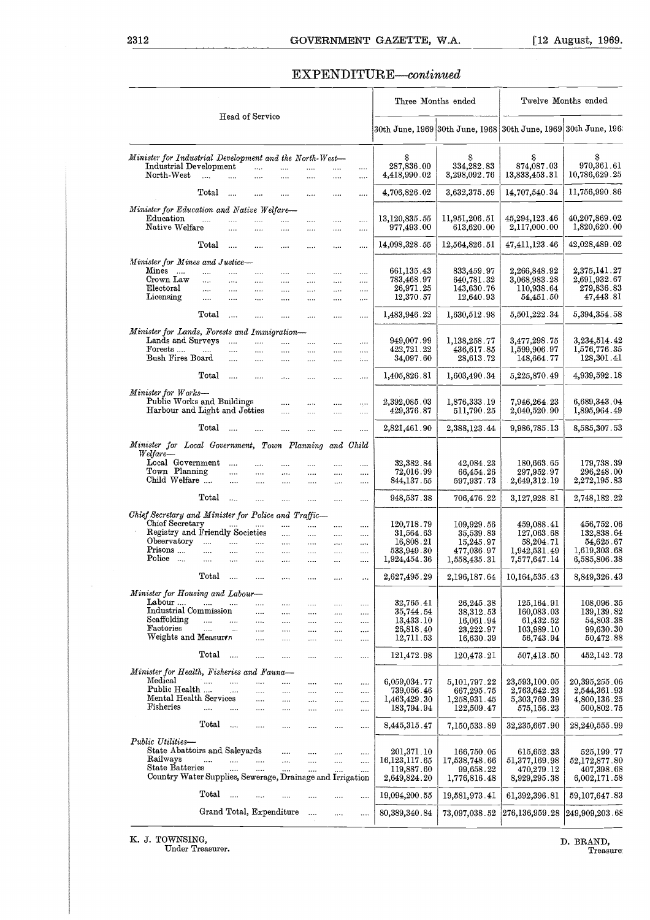# EXPENDITURE—*continued*

| Head of Service | Three Months ended | | Twelve Months ended | |
|---|---|---|---|---|
| | 30th June, 1969 | 30th June, 1968 | 30th June, 1969 | 30th June, 1968 |
| | $ | $ | $ | $ |
| *Minister for Industrial Development and the North-West*— | | | | |
| Industrial Development | 287,836.00 | 334,282.83 | 874,087.03 | 970,361.61 |
| North-West | 4,418,990.02 | 3,298,092.76 | 13,833,453.31 | 10,786,629.25 |
| Total | 4,706,826.02 | 3,632,375.59 | 14,707,540.34 | 11,756,990.86 |
| *Minister for Education and Native Welfare*— | | | | |
| Education | 13,120,835.55 | 11,951,206.51 | 45,294,123.46 | 40,207,869.02 |
| Native Welfare | 977,493.00 | 613,620.00 | 2,117,000.00 | 1,820,620.00 |
| Total | 14,098,328.55 | 12,564,826.51 | 47,411,123.46 | 42,028,489.02 |
| *Minister for Mines and Justice*— | | | | |
| Mines | 661,135.43 | 833,459.97 | 2,266,848.92 | 2,375,141.27 |
| Crown Law | 783,468.97 | 640,781.32 | 3,068,983.28 | 2,691,932.67 |
| Electoral | 26,971.25 | 143,630.76 | 110,938.64 | 279,836.83 |
| Licensing | 12,370.57 | 12,640.93 | 54,451.50 | 47,443.81 |
| Total | 1,483,946.22 | 1,630,512.98 | 5,501,222.34 | 5,394,354.58 |
| *Minister for Lands, Forests and Immigration*— | | | | |
| Lands and Surveys | 949,007.99 | 1,138,258.77 | 3,477,298.75 | 3,234,514.42 |
| Forests | 422,721.22 | 436,617.85 | 1,599,906.97 | 1,576,776.35 |
| Bush Fires Board | 34,097.60 | 28,613.72 | 148,664.77 | 128,301.41 |
| Total | 1,405,826.81 | 1,603,490.34 | 5,225,870.49 | 4,939,592.18 |
| *Minister for Works*— | | | | |
| Public Works and Buildings | 2,392,085.03 | 1,876,333.19 | 7,946,264.23 | 6,689,343.04 |
| Harbour and Light and Jetties | 429,376.87 | 511,790.25 | 2,040,520.90 | 1,895,964.49 |
| Total | 2,821,461.90 | 2,388,123.44 | 9,986,785.13 | 8,585,307.53 |
| *Minister for Local Government, Town Planning and Child Welfare*— | | | | |
| Local Government | 32,382.84 | 42,084.23 | 180,663.65 | 179,738.39 |
| Town Planning | 72,016.99 | 66,454.26 | 297,952.97 | 296,248.00 |
| Child Welfare | 844,137.55 | 597,937.73 | 2,649,312.19 | 2,272,195.83 |
| Total | 948,537.38 | 706,476.22 | 3,127,928.81 | 2,748,182.22 |
| *Chief Secretary and Minister for Police and Traffic*— | | | | |
| Chief Secretary | 120,718.79 | 109,929.56 | 459,088.41 | 456,752.06 |
| Registry and Friendly Societies | 31,564.63 | 35,539.83 | 127,063.68 | 132,838.64 |
| Observatory | 16,808.21 | 15,245.97 | 58,204.71 | 54,625.67 |
| Prisons | 533,949.30 | 477,036.97 | 1,942,531.49 | 1,619,303.68 |
| Police | 1,924,454.36 | 1,558,435.31 | 7,577,647.14 | 6,585,806.38 |
| Total | 2,627,495.29 | 2,196,187.64 | 10,164,535.43 | 8,849,326.43 |
| *Minister for Housing and Labour*— | | | | |
| Labour | 32,765.41 | 26,245.38 | 125,164.91 | 108,096.35 |
| Industrial Commission | 35,744.54 | 38,312.53 | 160,083.03 | 139,139.82 |
| Scaffolding | 13,433.10 | 16,061.94 | 61,432.52 | 54,803.38 |
| Factories | 26,818.40 | 23,222.97 | 103,989.10 | 99,630.30 |
| Weights and Measures | 12,711.53 | 16,630.39 | 56,743.94 | 50,472.88 |
| Total | 121,472.98 | 120,473.21 | 507,413.50 | 452,142.73 |
| *Minister for Health, Fisheries and Fauna*— | | | | |
| Medical | 6,059,034.77 | 5,101,797.22 | 23,593,100.05 | 20,395,255.06 |
| Public Health | 739,056.46 | 667,295.75 | 2,763,642.23 | 2,544,361.93 |
| Mental Health Services | 1,463,429.30 | 1,258,931.45 | 5,303,769.39 | 4,800,136.25 |
| Fisheries | 183,794.94 | 122,509.47 | 575,156.23 | 500,802.75 |
| Total | 8,445,315.47 | 7,150,533.89 | 32,235,667.90 | 28,240,555.99 |
| *Public Utilities*— | | | | |
| State Abattoirs and Saleyards | 201,371.10 | 166,750.05 | 615,652.33 | 525,199.77 |
| Railways | 16,123,117.65 | 17,538,748.66 | 51,377,169.98 | 52,172,877.80 |
| State Batteries | 119,887.60 | 99,658.22 | 470,279.12 | 407,398.68 |
| Country Water Supplies, Sewerage, Drainage and Irrigation | 2,649,824.20 | 1,776,816.48 | 8,929,295.38 | 6,002,171.58 |
| Total | 19,094,200.55 | 19,581,973.41 | 61,392,396.81 | 59,107,647.83 |
| Grand Total, Expenditure | 80,389,340.84 | 73,097,038.52 | 276,136,959.28 | 249,909,203.68 |

K. J. TOWNSING,
Under Treasurer.

D. BRAND,
Treasurer.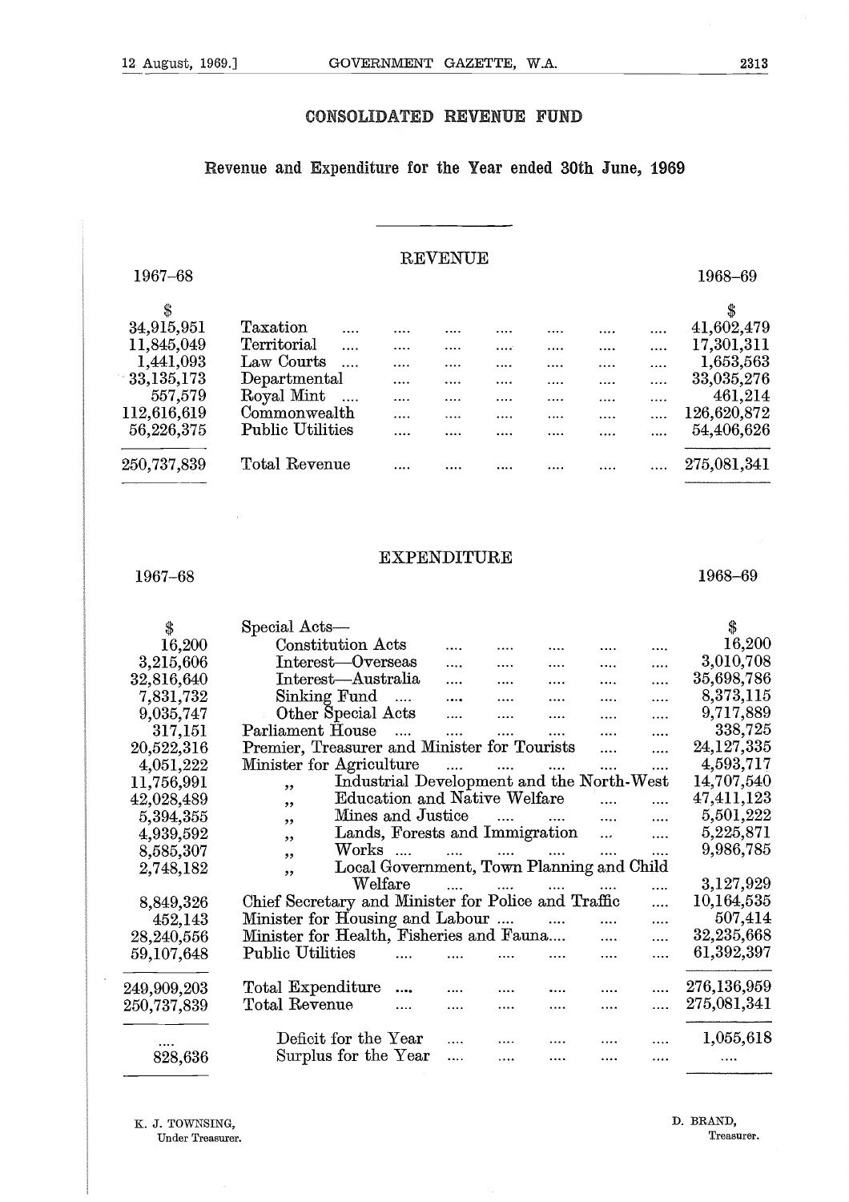# CONSOLIDATED REVENUE FUND

## Revenue and Expenditure for the Year ended 30th June, 1969

### REVENUE

| 1967–68 | | 1968–69 |
|---|---|---|
| $ | | $ |
| 34,915,951 | Taxation | 41,602,479 |
| 11,845,049 | Territorial | 17,301,311 |
| 1,441,093 | Law Courts | 1,653,563 |
| 33,135,173 | Departmental | 33,035,276 |
| 557,579 | Royal Mint | 461,214 |
| 112,616,619 | Commonwealth | 126,620,872 |
| 56,226,375 | Public Utilities | 54,406,626 |
| 250,737,839 | Total Revenue | 275,081,341 |

### EXPENDITURE

| 1967–68 | | 1968–69 |
|---|---|---|
| $ | Special Acts— | $ |
| 16,200 | Constitution Acts | 16,200 |
| 3,215,606 | Interest—Overseas | 3,010,708 |
| 32,816,640 | Interest—Australia | 35,698,786 |
| 7,831,732 | Sinking Fund | 8,373,115 |
| 9,035,747 | Other Special Acts | 9,717,889 |
| 317,151 | Parliament House | 338,725 |
| 20,522,316 | Premier, Treasurer and Minister for Tourists | 24,127,335 |
| 4,051,222 | Minister for Agriculture | 4,593,717 |
| 11,756,991 | " Industrial Development and the North-West | 14,707,540 |
| 42,028,489 | " Education and Native Welfare | 47,411,123 |
| 5,394,355 | " Mines and Justice | 5,501,222 |
| 4,939,592 | " Lands, Forests and Immigration | 5,225,871 |
| 8,585,307 | " Works | 9,986,785 |
| 2,748,182 | " Local Government, Town Planning and Child Welfare | 3,127,929 |
| 8,849,326 | Chief Secretary and Minister for Police and Traffic | 10,164,535 |
| 452,143 | Minister for Housing and Labour | 507,414 |
| 28,240,556 | Minister for Health, Fisheries and Fauna | 32,235,668 |
| 59,107,648 | Public Utilities | 61,392,397 |
| 249,909,203 | Total Expenditure | 276,136,959 |
| 250,737,839 | Total Revenue | 275,081,341 |
| .... | Deficit for the Year | 1,055,618 |
| 828,636 | Surplus for the Year | .... |

K. J. TOWNSING,
Under Treasurer.

D. BRAND,
Treasurer.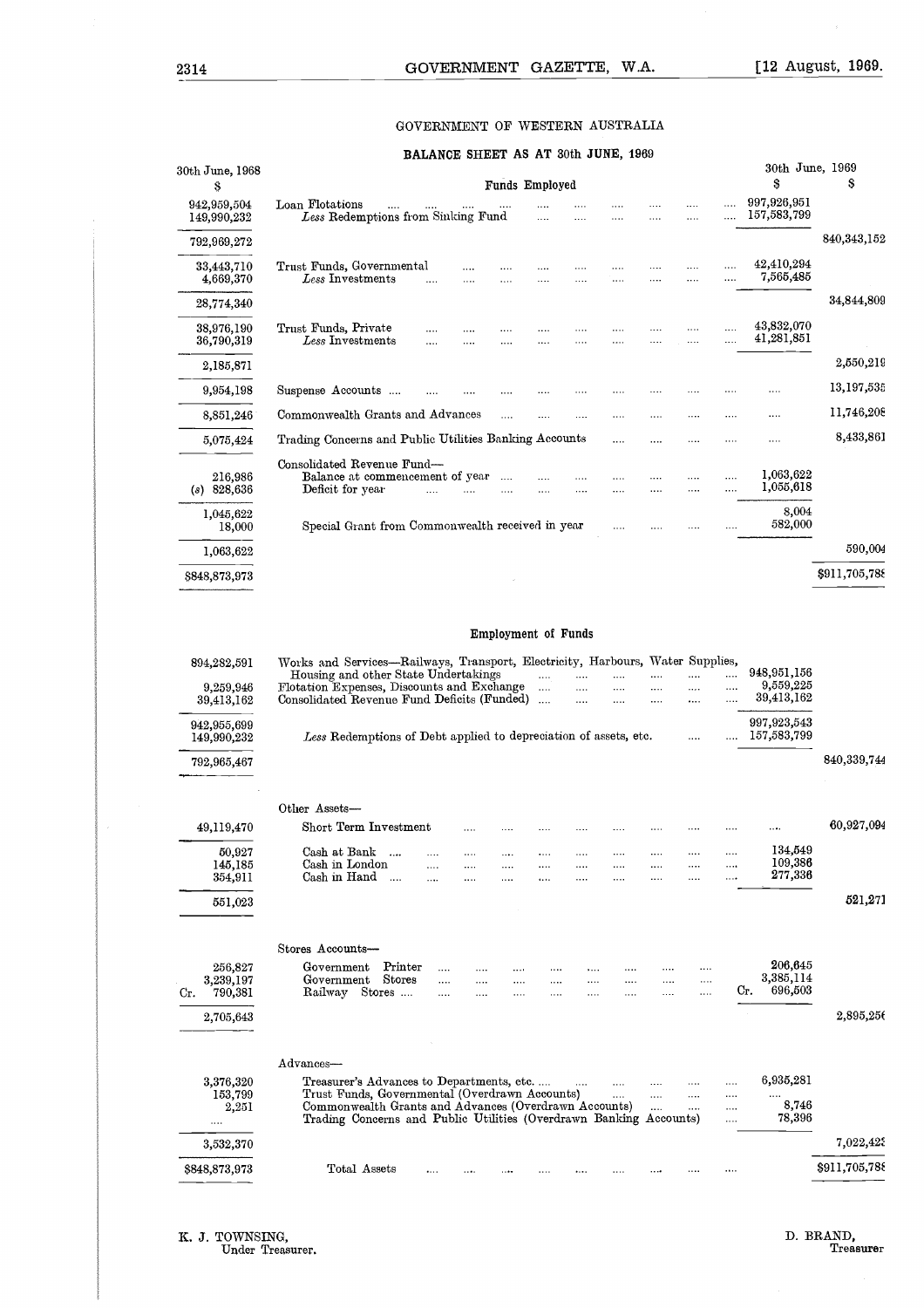## GOVERNMENT OF WESTERN AUSTRALIA

### BALANCE SHEET AS AT 30th JUNE, 1969

| 30th June, 1968 $ | Funds Employed | 30th June, 1969 $ | $ |
|---|---|---|---|
| 942,959,504 | Loan Flotations | 997,926,951 | |
| 149,990,232 | *Less* Redemptions from Sinking Fund | 157,583,799 | |
| 792,969,272 | | | 840,343,152 |
| 33,443,710 | Trust Funds, Governmental | 42,410,294 | |
| 4,669,370 | *Less* Investments | 7,565,485 | |
| 28,774,340 | | | 34,844,809 |
| 38,976,190 | Trust Funds, Private | 43,832,070 | |
| 36,790,319 | *Less* Investments | 41,281,851 | |
| 2,185,871 | | | 2,550,219 |
| 9,954,198 | Suspense Accounts | .... | 13,197,535 |
| 8,851,246 | Commonwealth Grants and Advances | .... | 11,746,208 |
| 5,075,424 | Trading Concerns and Public Utilities Banking Accounts | .... | 8,433,861 |
| | Consolidated Revenue Fund— | | |
| 216,986 | Balance at commencement of year | 1,063,622 | |
| (s) 828,636 | Deficit for year | 1,055,618 | |
| 1,045,622 | | 8,004 | |
| 18,000 | Special Grant from Commonwealth received in year | 582,000 | |
| 1,063,622 | | | 590,004 |
| $848,873,973 | | | $911,705,788 |

| 30th June, 1968 $ | Employment of Funds | 30th June, 1969 $ | $ |
|---|---|---|---|
| 894,282,591 | Works and Services—Railways, Transport, Electricity, Harbours, Water Supplies, Housing and other State Undertakings | 948,951,156 | |
| 9,259,946 | Flotation Expenses, Discounts and Exchange | 9,559,225 | |
| 39,413,162 | Consolidated Revenue Fund Deficits (Funded) | 39,413,162 | |
| 942,955,699 | | 997,923,543 | |
| 149,990,232 | *Less* Redemptions of Debt applied to depreciation of assets, etc. | 157,583,799 | |
| 792,965,467 | | | 840,339,744 |
| | Other Assets— | | |
| 49,119,470 | Short Term Investment | .... | 60,927,094 |
| 50,927 | Cash at Bank | 134,549 | |
| 145,185 | Cash in London | 109,386 | |
| 354,911 | Cash in Hand | 277,336 | |
| 551,023 | | | 521,271 |
| | Stores Accounts— | | |
| 256,827 | Government Printer | 206,645 | |
| 3,239,197 | Government Stores | 3,385,114 | |
| Cr. 790,381 | Railway Stores | Cr. 696,503 | |
| 2,705,643 | | | 2,895,256 |
| | Advances— | | |
| 3,376,320 | Treasurer's Advances to Departments, etc. | 6,935,281 | |
| 153,799 | Trust Funds, Governmental (Overdrawn Accounts) | .... | |
| 2,251 | Commonwealth Grants and Advances (Overdrawn Accounts) | 8,746 | |
| .... | Trading Concerns and Public Utilities (Overdrawn Banking Accounts) | 78,396 | |
| 3,532,370 | | | 7,022,423 |
| $848,873,973 | Total Assets | | $911,705,788 |

K. J. TOWNSING,
Under Treasurer.

D. BRAND,
Treasurer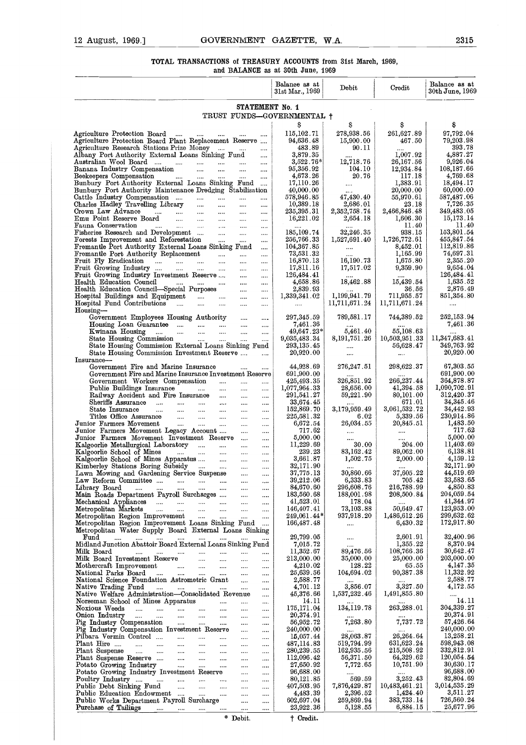## TOTAL TRANSACTIONS of TREASURY ACCOUNTS from 31st March, 1969, and BALANCE as at 30th June, 1969

| | Balance as at 31st Mar., 1969 | Debit | Credit | Balance as at 30th June, 1969 |
|---|---|---|---|---|
| **STATEMENT No. 1** | | | | |
| **TRUST FUNDS—GOVERNMENTAL †** | | | | |
| | $ | $ | $ | $ |
| Agriculture Protection Board | 115,102.71 | 278,938.56 | 261,627.89 | 97,792.04 |
| Agriculture Protection Board Plant Replacement Reserve | 94,636.48 | 15,900.00 | 467.50 | 79,203.98 |
| Agriculture Research Stations Prize Money | 483.89 | 90.11 | .... | 393.78 |
| Albany Port Authority External Loans Sinking Fund | 3,879.35 | .... | 1,007.92 | 4,887.27 |
| Australian Wool Board | 3,522.76* | 12,718.76 | 26,167.56 | 9,926.04 |
| Banana Industry Compensation | 95,356.92 | 104.10 | 12,934.84 | 108,187.66 |
| Beekeepers Compensation | 4,673.26 | 20.76 | 117.18 | 4,769.68 |
| Bunbury Port Authority External Loans Sinking Fund | 17,110.26 | .... | 1,383.91 | 18,494.17 |
| Bunbury Port Authority Maintenance Dredging Stabilisation | 40,000.00 | .... | 20,000.00 | 60,000.00 |
| Cattle Industry Compensation | 578,946.85 | 47,430.40 | 55,970.61 | 587,487.06 |
| Charles Hadley Travelling Library | 10,389.18 | 2,686.01 | 23.18 | 7,726.35 |
| Crown Law Advance | 235,395.31 | 2,352,758.74 | 2,466,846.48 | 349,483.05 |
| Emu Point Reserve Board | 16,221.02 | 2,654.18 | 1,606.30 | 15,173.14 |
| Fauna Conservation | .... | .... | 11.40 | 11.40 |
| Fisheries Research and Development | 185,109.74 | 32,246.35 | 938.15 | 153,801.54 |
| Forests Improvement and Reforestation | 256,766.33 | 1,527,691.40 | 1,726,772.61 | 455,847.54 |
| Fremantle Port Authority External Loans Sinking Fund | 104,367.85 | .... | 8,452.01 | 112,819.86 |
| Fremantle Port Authority Replacement | 73,531.32 | .... | 1,165.99 | 74,697.31 |
| Fruit Fly Eradication | 16,870.13 | 16,190.73 | 1,675.80 | 2,355.20 |
| Fruit Growing Industry | 17,811.16 | 17,517.02 | 9,359.90 | 9,654.04 |
| Fruit Growing Industry Investment Reserve | 126,484.41 | .... | .... | 126,484.41 |
| Health Education Council | 4,658.86 | 18,462.88 | 15,439.54 | 1,635.52 |
| Health Education Council—Special Purposes | 2,839.93 | .... | 36.56 | 2,876.49 |
| Hospital Buildings and Equipment | 1,339,341.02 | 1,199,941.79 | 711,955.57 | 851,354.80 |
| Hospital Fund Contributions | .... | 11,711,671.24 | 11,711,671.24 | .... |
| Housing— | | | | |
| Government Employees Housing Authority | 297,345.59 | 789,581.17 | 744,389.52 | 252,153.94 |
| Housing Loan Guarantee | 7,461.36 | .... | .... | 7,461.36 |
| Kwinana Housing | 49,647.23* | 5,461.40 | 55,108.63 | .... |
| State Housing Commission | 9,035,483.34 | 8,191,751.26 | 10,503,951.33 | 11,347,683.41 |
| State Housing Commission External Loans Sinking Fund | 293,135.45 | .... | 56,628.47 | 349,763.92 |
| State Housing Commission Investment Reserve | 20,920.00 | .... | .... | 20,920.00 |
| Insurance— | | | | |
| Government Fire and Marine Insurance | 44,928.69 | 276,247.51 | 298,622.37 | 67,303.55 |
| Government Fire and Marine Insurance Investment Reserve | 691,900.00 | .... | .... | 691,900.00 |
| Government Workers Compensation | 425,493.35 | 326,851.92 | 266,237.44 | 364,878.87 |
| Public Buildings Insurance | 1,077,964.33 | 28,656.00 | 41,394.58 | 1,090,702.91 |
| Railway Accident and Fire Insurance | 291,541.27 | 59,221.90 | 80,101.00 | 312,420.37 |
| Sheriffs Assurance | 33,674.45 | .... | 671.01 | 34,345.46 |
| State Insurance | 152,869.70 | 3,179,959.49 | 3,061,532.72 | 34,442.93 |
| Titles Office Assurance | 225,581.32 | 6.02 | 5,339.56 | 230,914.86 |
| Junior Farmers Movement | 6,672.54 | 26,034.55 | 20,845.51 | 1,483.50 |
| Junior Farmers Movement Legacy Account | 717.62 | .... | .... | 717.62 |
| Junior Farmers Movement Investment Reserve | 5,000.00 | .... | .... | 5,000.00 |
| Kalgoorlie Metallurgical Laboratory | 11,229.69 | 30.00 | 204.00 | 11,403.69 |
| Kalgoorlie School of Mines | 239.23 | 83,162.42 | 89,062.00 | 6,138.81 |
| Kalgoorlie School of Mines Apparatus | 3,661.87 | 1,502.75 | 2,000.00 | 4,159.12 |
| Kimberley Stations Boring Subsidy | 32,171.90 | .... | .... | 32,171.90 |
| Lawn Mowing and Gardening Service Suspense | 37,775.13 | 30,860.66 | 37,605.22 | 44,519.69 |
| Law Reform Committee | 39,212.06 | 6,333.83 | 705.42 | 33,583.65 |
| Library Board | 84,670.60 | 296,608.76 | 216,788.99 | 4,850.83 |
| Main Roads Department Payroll Surcharges | 183,560.68 | 188,001.98 | 208,500.84 | 204,059.54 |
| Mechanical Appliances | 41,523.01 | 178.04 | .... | 41,344.97 |
| Metropolitan Markets | 146,407.41 | 73,103.88 | 50,649.47 | 123,953.00 |
| Metropolitan Region Improvement | 249,061.44* | 937,918.20 | 1,486,612.26 | 299,632.62 |
| Metropolitan Region Improvement Loans Sinking Fund | 166,487.48 | .... | 6,430.32 | 172,917.80 |
| Metropolitan Water Supply Board External Loans Sinking Fund | 29,799.05 | .... | 2,601.91 | 32,400.96 |
| Midland Junction Abattoir Board External Loans Sinking Fund | 7,015.72 | .... | 1,355.22 | 8,370.94 |
| Milk Board | 11,352.67 | 89,476.56 | 108,766.36 | 30,642.47 |
| Milk Board Investment Reserve | 213,000.00 | 35,000.00 | 25,000.00 | 203,000.00 |
| Mothercraft Improvement | 4,210.02 | 128.22 | 65.55 | 4,147.35 |
| National Parks Board | 25,639.56 | 104,694.02 | 90,387.38 | 11,332.92 |
| National Science Foundation Astrometric Grant | 2,588.77 | .... | .... | 2,588.77 |
| Native Trading Fund | 4,701.12 | 3,856.07 | 3,327.50 | 4,172.55 |
| Native Welfare Administration—Consolidated Revenue | 45,376.66 | 1,537,232.46 | 1,491,855.80 | .... |
| Norseman School of Mines Apparatus | 14.11 | .... | .... | 14.11 |
| Noxious Weeds | 175,171.04 | 134,119.78 | 263,288.01 | 304,339.27 |
| Onion Industry | 20,374.91 | .... | .... | 20,374.91 |
| Pig Industry Compensation | 56,952.72 | 7,263.80 | 7,737.72 | 57,426.64 |
| Pig Industry Compensation Investment Reserve | 240,000.00 | .... | .... | 240,000.00 |
| Pilbara Vermin Control | 15,057.44 | 28,063.87 | 26,264.64 | 13,258.21 |
| Plant Hire | 487,114.83 | 519,794.99 | 631,623.24 | 598,943.08 |
| Plant Suspense | 280,239.55 | 162,935.56 | 215,508.92 | 332,812.91 |
| Plant Suspense Reserve | 112,096.42 | 56,371.50 | 64,329.62 | 120,054.54 |
| Potato Growing Industry | 27,650.92 | 7,772.65 | 10,751.90 | 30,630.17 |
| Potato Growing Industry Investment Reserve | 96,688.00 | .... | .... | 96,688.00 |
| Poultry Industry | 80,121.85 | 569.59 | 3,252.43 | 82,804.69 |
| Public Debt Sinking Fund | 407,503.95 | 7,876,429.87 | 10,483,461.21 | 3,014,535.29 |
| Public Education Endowment | 4,483.39 | 2,396.52 | 1,424.40 | 3,511.27 |
| Public Works Department Payroll Surcharge | 602,697.04 | 259,869.94 | 383,733.14 | 726,560.24 |
| Purchase of Tailings | 23,922.36 | 5,128.55 | 6,884.15 | 25,677.96 |

\* Debit. † Credit.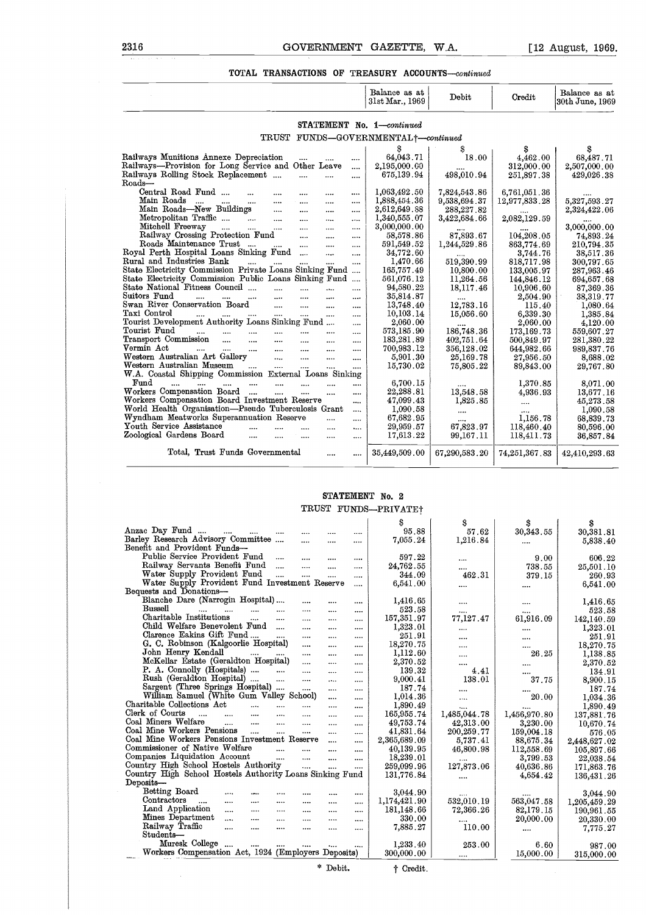## TOTAL TRANSACTIONS OF TREASURY ACCOUNTS—*continued*

### STATEMENT No. 1—*continued*

#### TRUST FUNDS—GOVERNMENTAL†—*continued*

| | Balance as at 31st Mar., 1969 | Debit | Credit | Balance as at 30th June, 1969 |
|---|---|---|---|---|
| | $ | $ | $ | $ |
| Railways Munitions Annexe Depreciation | 64,043.71 | 18.00 | 4,462.00 | 68,487.71 |
| Railways—Provision for Long Service and Other Leave | 2,195,000.00 | .... | 312,000.00 | 2,507,000.00 |
| Railways Rolling Stock Replacement | 675,139.94 | 498,010.94 | 251,897.38 | 429,026.38 |
| Roads— | | | | |
| Central Road Fund | 1,063,492.50 | 7,824,543.86 | 6,761,051.36 | .... |
| Main Roads | 1,888,454.36 | 9,538,694.37 | 12,977,833.28 | 5,327,593.27 |
| Main Roads—New Buildings | 2,612,649.88 | 288,227.82 | .... | 2,324,422.06 |
| Metropolitan Traffic | 1,340,555.07 | 3,422,684.66 | 2,082,129.59 | .... |
| Mitchell Freeway | 3,000,000.00 | .... | .... | 3,000,000.00 |
| Railway Crossing Protection Fund | 58,578.86 | 87,893.67 | 104,208.05 | 74,893.24 |
| Roads Maintenance Trust | 591,549.52 | 1,244,529.86 | 863,774.69 | 210,794.35 |
| Royal Perth Hospital Loans Sinking Fund | 34,772.60 | .... | 3,744.76 | 38,517.36 |
| Rural and Industries Bank | 1,470.66 | 519,390.99 | 818,717.98 | 300,797.65 |
| State Electricity Commission Private Loans Sinking Fund | 165,757.49 | 10,800.00 | 133,005.97 | 287,963.46 |
| State Electricity Commission Public Loans Sinking Fund | 561,076.12 | 11,264.56 | 144,846.12 | 694,657.68 |
| State National Fitness Council | 94,580.22 | 18,117.46 | 10,906.60 | 87,369.36 |
| Suitors Fund | 35,814.87 | .... | 2,504.90 | 38,319.77 |
| Swan River Conservation Board | 13,748.40 | 12,783.16 | 115.40 | 1,080.64 |
| Taxi Control | 10,103.14 | 15,056.60 | 6,339.30 | 1,385.84 |
| Tourist Development Authority Loans Sinking Fund | 2,060.00 | .... | 2,060.00 | 4,120.00 |
| Tourist Fund | 573,185.90 | 186,748.36 | 173,169.73 | 559,607.27 |
| Transport Commission | 183,281.89 | 402,751.64 | 500,849.97 | 281,380.22 |
| Vermin Act | 700,983.12 | 356,128.02 | 644,982.66 | 989,837.76 |
| Western Australian Art Gallery | 5,901.30 | 25,169.78 | 27,956.50 | 8,688.02 |
| Western Australian Museum | 15,730.02 | 75,805.22 | 89,843.00 | 29,767.80 |
| W.A. Coastal Shipping Commission External Loans Sinking Fund | 6,700.15 | .... | 1,370.85 | 8,071.00 |
| Workers Compensation Board | 22,288.81 | 13,548.58 | 4,936.93 | 13,677.16 |
| Workers Compensation Board Investment Reserve | 47,099.43 | 1,825.85 | .... | 45,273.58 |
| World Health Organisation—Pseudo Tuberculosis Grant | 1,090.58 | .... | .... | 1,090.58 |
| Wyndham Meatworks Superannuation Reserve | 67,682.95 | .... | 1,156.78 | 68,839.73 |
| Youth Service Assistance | 29,959.57 | 67,823.97 | 118,460.40 | 80,596.00 |
| Zoological Gardens Board | 17,613.22 | 99,167.11 | 118,411.73 | 36,857.84 |
| Total, Trust Funds Governmental | 35,449,509.00 | 67,290,583.20 | 74,251,367.83 | 42,410,293.63 |

### STATEMENT No. 2

#### TRUST FUNDS—PRIVATE†

| | Balance as at 31st Mar., 1969 | Debit | Credit | Balance as at 30th June, 1969 |
|---|---|---|---|---|
| | $ | $ | $ | $ |
| Anzac Day Fund | 95.88 | 57.62 | 30,343.55 | 30,381.81 |
| Barley Research Advisory Committee | 7,055.24 | 1,216.84 | .... | 5,838.40 |
| Benefit and Provident Funds— | | | | |
| Public Service Provident Fund | 597.22 | .... | 9.00 | 606.22 |
| Railway Servants Benefit Fund | 24,762.55 | .... | 738.55 | 25,501.10 |
| Water Supply Provident Fund | 344.09 | 462.31 | 379.15 | 260.93 |
| Water Supply Provident Fund Investment Reserve | 6,541.00 | .... | .... | 6,541.00 |
| Bequests and Donations— | | | | |
| Blanche Dare (Narrogin Hospital) | 1,416.65 | .... | .... | 1,416.65 |
| Bussell | 523.58 | .... | .... | 523.58 |
| Charitable Institutions | 157,351.97 | 77,127.47 | 61,916.09 | 142,140.59 |
| Child Welfare Benevolent Fund | 1,323.01 | .... | .... | 1,323.01 |
| Clarence Eakins Gift Fund | 251.91 | .... | .... | 251.91 |
| G. C. Robinson (Kalgoorlie Hospital) | 18,270.75 | .... | .... | 18,270.75 |
| John Henry Kendall | 1,112.60 | .... | 26.25 | 1,138.85 |
| McKellar Estate (Geraldton Hospital) | 2,370.52 | .... | .... | 2,370.52 |
| P. A. Connolly (Hospitals) | 139.32 | 4.41 | .... | 134.91 |
| Rush (Geraldton Hospital) | 9,000.41 | 138.01 | 37.75 | 8,900.15 |
| Sargent (Three Springs Hospital) | 187.74 | .... | .... | 187.74 |
| William Samuel (White Gum Valley School) | 1,014.36 | .... | 20.00 | 1,034.36 |
| Charitable Collections Act | 1,890.49 | .... | .... | 1,890.49 |
| Clerk of Courts | 165,955.74 | 1,485,044.78 | 1,456,970.80 | 137,881.76 |
| Coal Miners Welfare | 49,753.74 | 42,313.00 | 3,230.00 | 10,670.74 |
| Coal Mine Workers Pensions | 41,831.64 | 200,259.77 | 159,004.18 | 576.05 |
| Coal Mine Workers Pensions Investment Reserve | 2,365,689.09 | 5,737.41 | 88,675.34 | 2,448,627.02 |
| Commissioner of Native Welfare | 40,139.95 | 46,800.98 | 112,558.69 | 105,897.66 |
| Companies Liquidation Account | 18,239.01 | .... | 3,799.53 | 22,038.54 |
| Country High School Hostels Authority | 259,099.96 | 127,873.06 | 40,636.86 | 171,863.76 |
| Country High School Hostels Authority Loans Sinking Fund | 131,776.84 | .... | 4,654.42 | 136,431.26 |
| Deposits— | | | | |
| Betting Board | 3,044.90 | .... | .... | 3,044.90 |
| Contractors | 1,174,421.90 | 532,010.19 | 563,047.58 | 1,205,459.29 |
| Land Application | 181,148.66 | 72,366.26 | 82,179.15 | 190,961.55 |
| Mines Department | 330.00 | .... | 20,000.00 | 20,330.00 |
| Railway Traffic | 7,885.27 | 110.00 | .... | 7,775.27 |
| Students— | | | | |
| Muresk College | 1,233.40 | 253.00 | 6.60 | 987.00 |
| Workers Compensation Act, 1924 (Employers Deposits) | 300,000.00 | .... | 15,000.00 | 315,000.00 |

\* Debit. † Credit.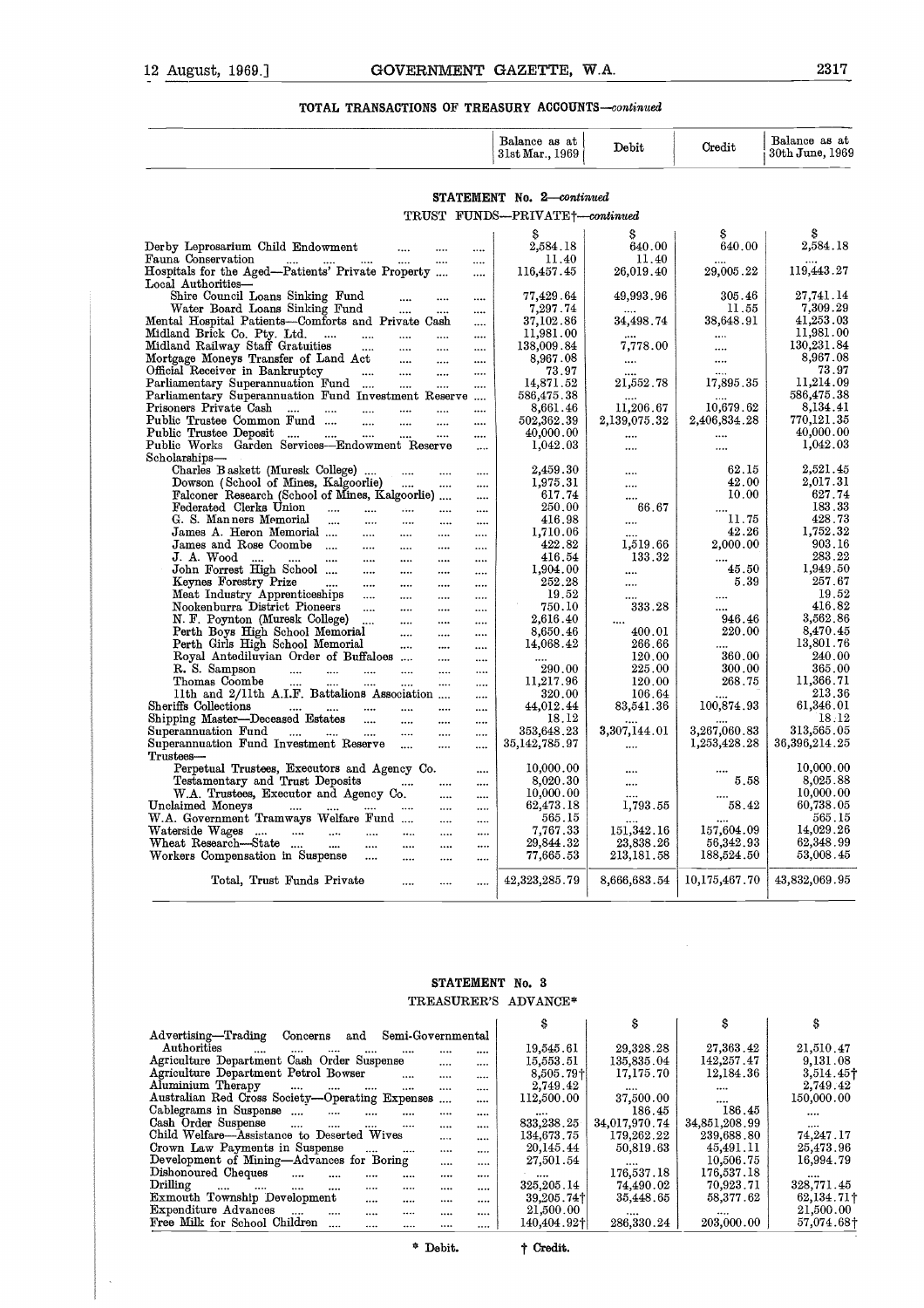## TOTAL TRANSACTIONS OF TREASURY ACCOUNTS—*continued*

### STATEMENT No. 2—*continued*

TRUST FUNDS—PRIVATE†—*continued*

| | Balance as at 31st Mar., 1969 | Debit | Credit | Balance as at 30th June, 1969 |
|---|---|---|---|---|
| | $ | $ | $ | $ |
| Derby Leprosarium Child Endowment | 2,584.18 | 640.00 | 640.00 | 2,584.18 |
| Fauna Conservation | 11.40 | 11.40 | .... | .... |
| Hospitals for the Aged—Patients' Private Property | 116,457.45 | 26,019.40 | 29,005.22 | 119,443.27 |
| Local Authorities— | | | | |
| Shire Council Loans Sinking Fund | 77,429.64 | 49,993.96 | 305.46 | 27,741.14 |
| Water Board Loans Sinking Fund | 7,297.74 | .... | 11.55 | 7,309.29 |
| Mental Hospital Patients—Comforts and Private Cash | 37,102.86 | 34,498.74 | 38,648.91 | 41,253.03 |
| Midland Brick Co. Pty. Ltd. | 11,981.00 | .... | .... | 11,981.00 |
| Midland Railway Staff Gratuities | 138,009.84 | 7,778.00 | .... | 130,231.84 |
| Mortgage Moneys Transfer of Land Act | 8,967.08 | .... | .... | 8,967.08 |
| Official Receiver in Bankruptcy | 73.97 | .... | .... | 73.97 |
| Parliamentary Superannuation Fund | 14,871.52 | 21,552.78 | 17,895.35 | 11,214.09 |
| Parliamentary Superannuation Fund Investment Reserve | 586,475.38 | .... | .... | 586,475.38 |
| Prisoners Private Cash | 8,661.46 | 11,206.67 | 10,679.62 | 8,134.41 |
| Public Trustee Common Fund | 502,362.39 | 2,139,075.32 | 2,406,834.28 | 770,121.35 |
| Public Trustee Deposit | 40,000.00 | .... | .... | 40,000.00 |
| Public Works Garden Services—Endowment Reserve | 1,042.03 | .... | .... | 1,042.03 |
| Scholarships— | | | | |
| Charles Baskett (Muresk College) | 2,459.30 | .... | 62.15 | 2,521.45 |
| Dowson (School of Mines, Kalgoorlie) | 1,975.31 | .... | 42.00 | 2,017.31 |
| Falconer Research (School of Mines, Kalgoorlie) | 617.74 | .... | 10.00 | 627.74 |
| Federated Clerks Union | 250.00 | 66.67 | .... | 183.33 |
| G. S. Manners Memorial | 416.98 | .... | 11.75 | 428.73 |
| James A. Heron Memorial | 1,710.06 | .... | 42.26 | 1,752.32 |
| James and Rose Coombe | 422.82 | 1,519.66 | 2,000.00 | 903.16 |
| J. A. Wood | 416.54 | 133.32 | .... | 283.22 |
| John Forrest High School | 1,904.00 | .... | 45.50 | 1,949.50 |
| Keynes Forestry Prize | 252.28 | .... | 5.39 | 257.67 |
| Meat Industry Apprenticeships | 19.52 | .... | .... | 19.52 |
| Nookenburra District Pioneers | 750.10 | 333.28 | .... | 416.82 |
| N. F. Poynton (Muresk College) | 2,616.40 | .... | 946.46 | 3,562.86 |
| Perth Boys High School Memorial | 8,650.46 | 400.01 | 220.00 | 8,470.45 |
| Perth Girls High School Memorial | 14,068.42 | 266.66 | .... | 13,801.76 |
| Royal Antediluvian Order of Buffaloes | .... | 120.00 | 360.00 | 240.00 |
| R. S. Sampson | 290.00 | 225.00 | 300.00 | 365.00 |
| Thomas Coombe | 11,217.96 | 120.00 | 268.75 | 11,366.71 |
| 11th and 2/11th A.I.F. Battalions Association | 320.00 | 106.64 | .... | 213.36 |
| Sheriffs Collections | 44,012.44 | 83,541.36 | 100,874.93 | 61,346.01 |
| Shipping Master—Deceased Estates | 18.12 | .... | .... | 18.12 |
| Superannuation Fund | 353,648.23 | 3,307,144.01 | 3,267,060.83 | 313,565.05 |
| Superannuation Fund Investment Reserve | 35,142,785.97 | .... | 1,253,428.28 | 36,396,214.25 |
| Trustees— | | | | |
| Perpetual Trustees, Executors and Agency Co. | 10,000.00 | .... | .... | 10,000.00 |
| Testamentary and Trust Deposits | 8,020.30 | .... | 5.58 | 8,025.88 |
| W.A. Trustees, Executor and Agency Co. | 10,000.00 | .... | .... | 10,000.00 |
| Unclaimed Moneys | 62,473.18 | 1,793.55 | 58.42 | 60,738.05 |
| W.A. Government Tramways Welfare Fund | 565.15 | .... | .... | 565.15 |
| Waterside Wages | 7,767.33 | 151,342.16 | 157,604.09 | 14,029.26 |
| Wheat Research—State | 29,844.32 | 23,838.26 | 56,342.93 | 62,348.99 |
| Workers Compensation in Suspense | 77,665.53 | 213,181.58 | 188,524.50 | 53,008.45 |
| Total, Trust Funds Private | 42,323,285.79 | 8,666,683.54 | 10,175,467.70 | 43,832,069.95 |

### STATEMENT No. 3

TREASURER'S ADVANCE*

| | Balance as at 31st Mar., 1969 | Debit | Credit | Balance as at 30th June, 1969 |
|---|---|---|---|---|
| | $ | $ | $ | $ |
| Advertising—Trading Concerns and Semi-Governmental Authorities | 19,545.61 | 29,328.28 | 27,363.42 | 21,510.47 |
| Agriculture Department Cash Order Suspense | 15,553.51 | 135,835.04 | 142,257.47 | 9,131.08 |
| Agriculture Department Petrol Bowser | 8,505.79† | 17,175.70 | 12,184.36 | 3,514.45† |
| Aluminium Therapy | 2,749.42 | .... | .... | 2,749.42 |
| Australian Red Cross Society—Operating Expenses | 112,500.00 | 37,500.00 | .... | 150,000.00 |
| Cablegrams in Suspense | .... | 186.45 | 186.45 | .... |
| Cash Order Suspense | 833,238.25 | 34,017,970.74 | 34,851,208.99 | .... |
| Child Welfare—Assistance to Deserted Wives | 134,673.75 | 179,262.22 | 239,688.80 | 74,247.17 |
| Crown Law Payments in Suspense | 20,145.44 | 50,819.63 | 45,491.11 | 25,473.96 |
| Development of Mining—Advances for Boring | 27,501.54 | .... | 10,506.75 | 16,994.79 |
| Dishonoured Cheques | .... | 176,537.18 | 176,537.18 | .... |
| Drilling | 325,205.14 | 74,490.02 | 70,923.71 | 328,771.45 |
| Exmouth Township Development | 39,205.74† | 35,448.65 | 58,377.62 | 62,134.71† |
| Expenditure Advances | 21,500.00 | .... | .... | 21,500.00 |
| Free Milk for School Children | 140,404.92† | 286,330.24 | 203,000.00 | 57,074.68† |

\* Debit. † Credit.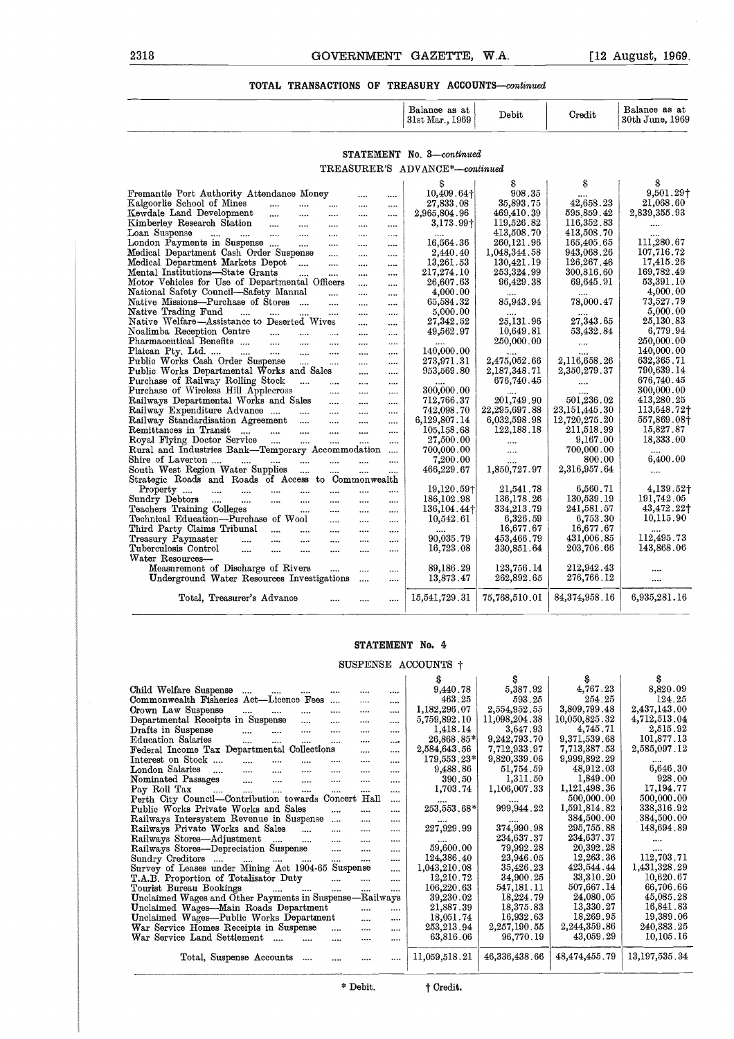## TOTAL TRANSACTIONS OF TREASURY ACCOUNTS—*continued*

### STATEMENT No. 3—*continued*

TREASURER'S ADVANCE*—*continued*

| | Balance as at 31st Mar., 1969 | Debit | Credit | Balance as at 30th June, 1969 |
|---|---|---|---|---|
| | $ | $ | $ | $ |
| Fremantle Port Authority Attendance Money | 10,409.64† | 908.35 | .... | 9,501.29† |
| Kalgoorlie School of Mines | 27,833.08 | 35,893.75 | 42,658.23 | 21,068.60 |
| Kewdale Land Development | 2,965,804.96 | 469,410.39 | 595,859.42 | 2,839,355.93 |
| Kimberley Research Station | 3,173.99† | 119,526.82 | 116,352.83 | .... |
| Loan Suspense | .... | 413,508.70 | 413,508.70 | .... |
| London Payments in Suspense | 16,564.36 | 260,121.96 | 165,405.65 | 111,280.67 |
| Medical Department Cash Order Suspense | 2,440.40 | 1,048,344.58 | 943,068.26 | 107,716.72 |
| Medical Department Markets Depot | 13,261.53 | 130,421.19 | 126,267.46 | 17,415.26 |
| Mental Institutions—State Grants | 217,274.10 | 253,324.99 | 300,816.60 | 169,782.49 |
| Motor Vehicles for Use of Departmental Officers | 26,607.63 | 96,429.38 | 69,645.91 | 53,391.10 |
| National Safety Council—Safety Manual | 4,000.00 | .... | .... | 4,000.00 |
| Native Missions—Purchase of Stores | 65,584.32 | 85,943.94 | 78,000.47 | 73,527.79 |
| Native Trading Fund | 5,000.00 | .... | .... | 5,000.00 |
| Native Welfare—Assistance to Deserted Wives | 27,342.52 | 25,131.96 | 27,343.65 | 25,130.83 |
| Noalimba Reception Centre | 49,562.97 | 10,649.81 | 53,432.84 | 6,779.94 |
| Pharmaceutical Benefits | .... | 250,000.00 | .... | 250,000.00 |
| Plaican Pty. Ltd. | 140,000.00 | .... | .... | 140,000.00 |
| Public Works Cash Order Suspense | 273,971.31 | 2,475,052.66 | 2,116,658.26 | 632,365.71 |
| Public Works Departmental Works and Sales | 953,569.80 | 2,187,348.71 | 2,350,279.37 | 790,639.14 |
| Purchase of Railway Rolling Stock | .... | 676,740.45 | .... | 676,740.45 |
| Purchase of Wireless Hill Applecross | 300,000.00 | .... | .... | 300,000.00 |
| Railways Departmental Works and Sales | 712,766.37 | 201,749.90 | 501,236.02 | 413,280.25 |
| Railway Expenditure Advance | 742,098.70 | 22,295,697.88 | 23,151,445.30 | 113,648.72† |
| Railway Standardisation Agreement | 6,129,807.14 | 6,032,598.98 | 12,720,275.20 | 557,869.08† |
| Remittances in Transit | 105,158.68 | 122,188.18 | 211,518.99 | 15,827.87 |
| Royal Flying Doctor Service | 27,500.00 | .... | 9,167.00 | 18,333.00 |
| Rural and Industries Bank—Temporary Accommodation | 700,000.00 | .... | 700,000.00 | .... |
| Shire of Laverton | 7,200.00 | .... | 800.00 | 6,400.00 |
| South West Region Water Supplies | 466,229.67 | 1,850,727.97 | 2,316,957.64 | .... |
| Strategic Roads and Roads of Access to Commonwealth Property | 19,120.59† | 21,541.78 | 6,560.71 | 4,139.52† |
| Sundry Debtors | 186,102.98 | 136,178.26 | 130,539.19 | 191,742.05 |
| Teachers Training Colleges | 136,104.44† | 334,213.79 | 241,581.57 | 43,472.22† |
| Technical Education—Purchase of Wool | 10,542.61 | 6,326.59 | 6,753.30 | 10,115.90 |
| Third Party Claims Tribunal | .... | 16,677.67 | 16,677.67 | .... |
| Treasury Paymaster | 90,035.79 | 453,466.79 | 431,006.85 | 112,495.73 |
| Tuberculosis Control | 16,723.08 | 330,851.64 | 203,706.66 | 143,868.06 |
| Water Resources— | | | | |
| Measurement of Discharge of Rivers | 89,186.29 | 123,756.14 | 212,942.43 | .... |
| Underground Water Resources Investigations | 13,873.47 | 262,892.65 | 276,766.12 | .... |
| Total, Treasurer's Advance | 15,541,729.31 | 75,768,510.01 | 84,374,958.16 | 6,935,281.16 |

### STATEMENT No. 4

SUSPENSE ACCOUNTS †

| | Balance as at 31st Mar., 1969 | Debit | Credit | Balance as at 30th June, 1969 |
|---|---|---|---|---|
| | $ | $ | $ | $ |
| Child Welfare Suspense | 9,440.78 | 5,387.92 | 4,767.23 | 8,820.09 |
| Commonwealth Fisheries Act—Licence Fees | 463.25 | 593.25 | 254.25 | 124.25 |
| Crown Law Suspense | 1,182,296.07 | 2,554,952.55 | 3,809,799.48 | 2,437,143.00 |
| Departmental Receipts in Suspense | 5,759,892.10 | 11,098,204.38 | 10,050,825.32 | 4,712,513.04 |
| Drafts in Suspense | 1,418.14 | 3,647.93 | 4,745.71 | 2,515.92 |
| Education Salaries | 26,868.85* | 9,242,793.70 | 9,371,539.68 | 101,877.13 |
| Federal Income Tax Departmental Collections | 2,584,643.56 | 7,712,933.97 | 7,713,387.53 | 2,585,097.12 |
| Interest on Stock | 179,553.23* | 9,820,339.06 | 9,999,892.29 | .... |
| London Salaries | 9,488.86 | 51,754.59 | 48,912.03 | 6,646.30 |
| Nominated Passages | 390.50 | 1,311.50 | 1,849.00 | 928.00 |
| Pay Roll Tax | 1,703.74 | 1,106,007.33 | 1,121,498.36 | 17,194.77 |
| Perth City Council—Contribution towards Concert Hall | .... | .... | 500,000.00 | 500,000.00 |
| Public Works Private Works and Sales | 253,553.68* | 999,944.22 | 1,591,814.82 | 338,316.92 |
| Railways Intersystem Revenue in Suspense | .... | .... | 384,500.00 | 384,500.00 |
| Railways Private Works and Sales | 227,929.99 | 374,990.98 | 295,755.88 | 148,694.89 |
| Railways Stores—Adjustment | .... | 234,637.37 | 234,637.37 | .... |
| Railways Stores—Depreciation Suspense | 59,600.00 | 79,992.28 | 20,392.28 | .... |
| Sundry Creditors | 124,386.40 | 23,946.05 | 12,263.36 | 112,703.71 |
| Survey of Leases under Mining Act 1904-65 Suspense | 1,043,210.08 | 35,426.23 | 423,544.44 | 1,431,328.29 |
| T.A.B. Proportion of Totalisator Duty | 12,210.72 | 34,900.25 | 33,310.20 | 10,620.67 |
| Tourist Bureau Bookings | 106,220.63 | 547,181.11 | 507,667.14 | 66,706.66 |
| Unclaimed Wages and Other Payments in Suspense—Railways | 39,230.02 | 18,224.79 | 24,080.05 | 45,085.28 |
| Unclaimed Wages—Main Roads Department | 21,887.39 | 18,375.83 | 13,330.27 | 16,841.83 |
| Unclaimed Wages—Public Works Department | 18,051.74 | 16,932.63 | 18,269.95 | 19,389.06 |
| War Service Homes Receipts in Suspense | 253,213.94 | 2,257,190.55 | 2,244,359.86 | 240,383.25 |
| War Service Land Settlement | 63,816.06 | 96,770.19 | 43,059.29 | 10,105.16 |
| Total, Suspense Accounts | 11,059,518.21 | 46,336,438.66 | 48,474,455.79 | 13,197,535.34 |

\* Debit. † Credit.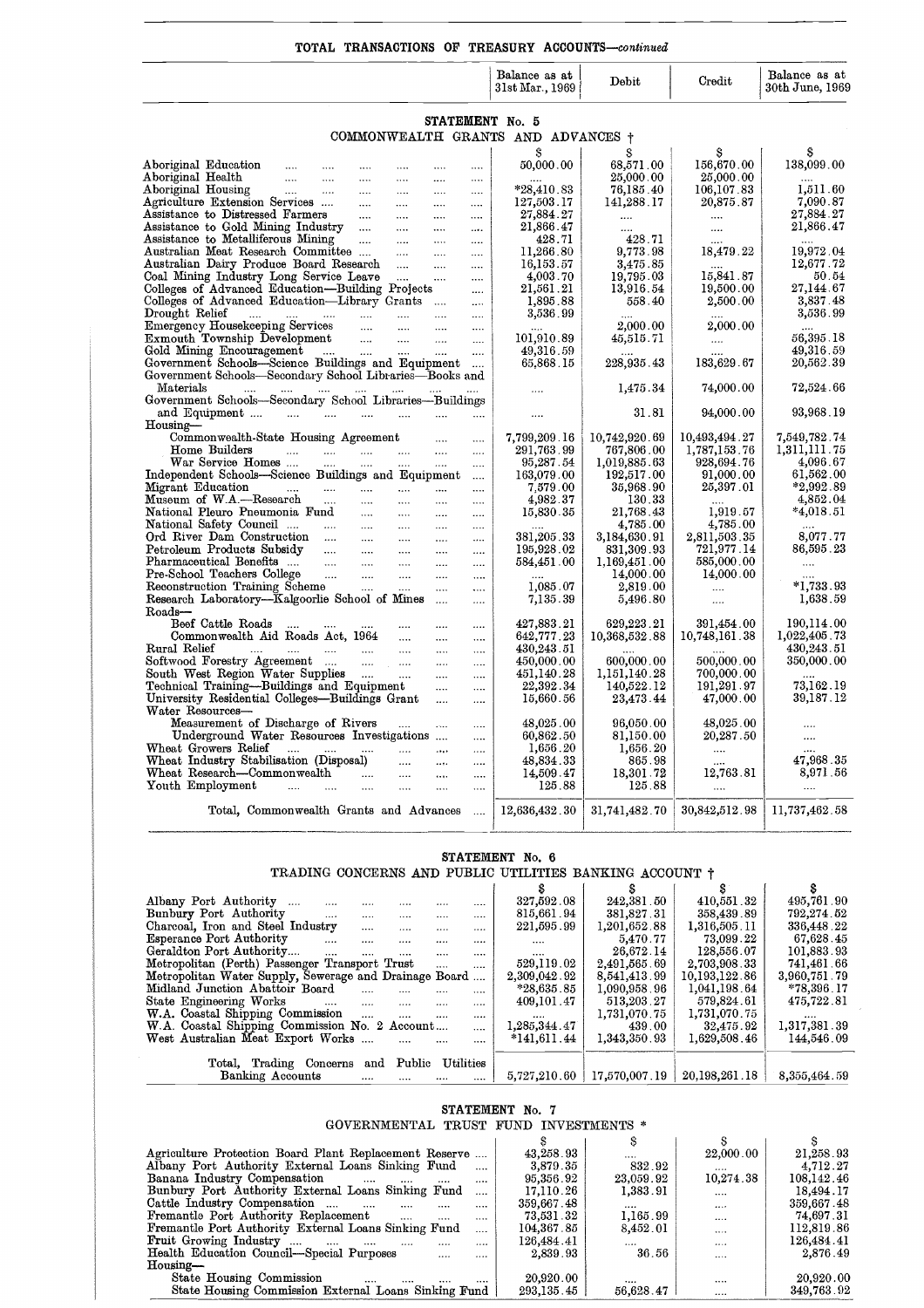## TOTAL TRANSACTIONS OF TREASURY ACCOUNTS—*continued*

### STATEMENT No. 5

### COMMONWEALTH GRANTS AND ADVANCES †

| | Balance as at 31st Mar., 1969 | Debit | Credit | Balance as at 30th June, 1969 |
|---|---|---|---|---|
| | $ | $ | $ | $ |
| Aboriginal Education | 50,000.00 | 68,571.00 | 156,670.00 | 138,099.00 |
| Aboriginal Health | .... | 25,000.00 | 25,000.00 | .... |
| Aboriginal Housing | *28,410.83 | 76,185.40 | 106,107.83 | 1,511.60 |
| Agriculture Extension Services | 127,503.17 | 141,288.17 | 20,875.87 | 7,090.87 |
| Assistance to Distressed Farmers | 27,884.27 | .... | .... | 27,884.27 |
| Assistance to Gold Mining Industry | 21,866.47 | .... | .... | 21,866.47 |
| Assistance to Metalliferous Mining | 428.71 | 428.71 | .... | .... |
| Australian Meat Research Committee | 11,266.80 | 9,773.98 | 18,479.22 | 19,972.04 |
| Australian Dairy Produce Board Research | 16,153.57 | 3,475.85 | .... | 12,677.72 |
| Coal Mining Industry Long Service Leave | 4,003.70 | 19,795.03 | 15,841.87 | 50.54 |
| Colleges of Advanced Education—Building Projects | 21,561.21 | 13,916.54 | 19,500.00 | 27,144.67 |
| Colleges of Advanced Education—Library Grants | 1,895.88 | 558.40 | 2,500.00 | 3,837.48 |
| Drought Relief | 3,536.99 | .... | .... | 3,536.99 |
| Emergency Housekeeping Services | .... | 2,000.00 | 2,000.00 | .... |
| Exmouth Township Development | 101,910.89 | 45,515.71 | .... | 56,395.18 |
| Gold Mining Encouragement | 49,316.59 | .... | .... | 49,316.59 |
| Government Schools—Science Buildings and Equipment | 65,868.15 | 228,935.43 | 183,629.67 | 20,562.39 |
| Government Schools—Secondary School Libraries—Books and Materials | .... | 1,475.34 | 74,000.00 | 72,524.66 |
| Government Schools—Secondary School Libraries—Buildings and Equipment | .... | 31.81 | 94,000.00 | 93,968.19 |
| Housing— | | | | |
| Commonwealth-State Housing Agreement | 7,799,209.16 | 10,742,920.69 | 10,493,494.27 | 7,549,782.74 |
| Home Builders | 291,763.99 | 767,806.00 | 1,787,153.76 | 1,311,111.75 |
| War Service Homes | 95,287.54 | 1,019,885.63 | 928,694.76 | 4,096.67 |
| Independent Schools—Science Buildings and Equipment | 163,079.00 | 192,517.00 | 91,000.00 | 61,562.00 |
| Migrant Education | 7,579.00 | 35,968.90 | 25,397.01 | *2,992.89 |
| Museum of W.A.—Research | 4,982.37 | 130.33 | .... | 4,852.04 |
| National Pleuro Pneumonia Fund | 15,830.35 | 21,768.43 | 1,919.57 | *4,018.51 |
| National Safety Council | .... | 4,785.00 | 4,785.00 | .... |
| Ord River Dam Construction | 381,205.33 | 3,184,630.91 | 2,811,503.35 | 8,077.77 |
| Petroleum Products Subsidy | 195,928.02 | 831,309.93 | 721,977.14 | 86,595.23 |
| Pharmaceutical Benefits | 584,451.00 | 1,169,451.00 | 585,000.00 | .... |
| Pre-School Teachers College | .... | 14,000.00 | 14,000.00 | .... |
| Reconstruction Training Scheme | 1,085.07 | 2,819.00 | .... | *1,733.93 |
| Research Laboratory—Kalgoorlie School of Mines | 7,135.39 | 5,496.80 | .... | 1,638.59 |
| Roads— | | | | |
| Beef Cattle Roads | 427,883.21 | 629,223.21 | 391,454.00 | 190,114.00 |
| Commonwealth Aid Roads Act, 1964 | 642,777.23 | 10,368,532.88 | 10,748,161.38 | 1,022,405.73 |
| Rural Relief | 430,243.51 | .... | .... | 430,243.51 |
| Softwood Forestry Agreement | 450,000.00 | 600,000.00 | 500,000.00 | 350,000.00 |
| South West Region Water Supplies | 451,140.28 | 1,151,140.28 | 700,000.00 | .... |
| Technical Training—Buildings and Equipment | 22,392.34 | 140,522.12 | 191,291.97 | 73,162.19 |
| University Residential Colleges—Buildings Grant | 15,660.56 | 23,473.44 | 47,000.00 | 39,187.12 |
| Water Resources— | | | | |
| Measurement of Discharge of Rivers | 48,025.00 | 96,050.00 | 48,025.00 | .... |
| Underground Water Resources Investigations | 60,862.50 | 81,150.00 | 20,287.50 | .... |
| Wheat Growers Relief | 1,656.20 | 1,656.20 | .... | .... |
| Wheat Industry Stabilisation (Disposal) | 48,834.33 | 865.98 | .... | 47,968.35 |
| Wheat Research—Commonwealth | 14,509.47 | 18,301.72 | 12,763.81 | 8,971.56 |
| Youth Employment | 125.88 | 125.88 | .... | .... |
| Total, Commonwealth Grants and Advances | 12,636,432.30 | 31,741,482.70 | 30,842,512.98 | 11,737,462.58 |

### STATEMENT No. 6

### TRADING CONCERNS AND PUBLIC UTILITIES BANKING ACCOUNT †

| | Balance as at 31st Mar., 1969 | Debit | Credit | Balance as at 30th June, 1969 |
|---|---|---|---|---|
| | $ | $ | $ | $ |
| Albany Port Authority | 327,592.08 | 242,381.50 | 410,551.32 | 495,761.90 |
| Bunbury Port Authority | 815,661.94 | 381,827.31 | 358,439.89 | 792,274.52 |
| Charcoal, Iron and Steel Industry | 221,595.99 | 1,201,652.88 | 1,316,505.11 | 336,448.22 |
| Esperance Port Authority | .... | 5,470.77 | 73,099.22 | 67,628.45 |
| Geraldton Port Authority | .... | 26,672.14 | 128,556.07 | 101,883.93 |
| Metropolitan (Perth) Passenger Transport Trust | 529,119.02 | 2,491,565.69 | 2,703,908.33 | 741,461.66 |
| Metropolitan Water Supply, Sewerage and Drainage Board | 2,309,042.92 | 8,541,413.99 | 10,193,122.86 | 3,960,751.79 |
| Midland Junction Abattoir Board | *28,635.85 | 1,090,958.96 | 1,041,198.64 | *78,396.17 |
| State Engineering Works | 409,101.47 | 513,203.27 | 579,824.61 | 475,722.81 |
| W.A. Coastal Shipping Commission | .... | 1,731,070.75 | 1,731,070.75 | .... |
| W.A. Coastal Shipping Commission No. 2 Account | 1,285,344.47 | 439.00 | 32,475.92 | 1,317,381.39 |
| West Australian Meat Export Works | *141,611.44 | 1,343,350.93 | 1,629,508.46 | 144,546.09 |
| Total, Trading Concerns and Public Utilities Banking Accounts | 5,727,210.60 | 17,570,007.19 | 20,198,261.18 | 8,355,464.59 |

### STATEMENT No. 7

### GOVERNMENTAL TRUST FUND INVESTMENTS *

| | Balance as at 31st Mar., 1969 | Debit | Credit | Balance as at 30th June, 1969 |
|---|---|---|---|---|
| | $ | $ | $ | $ |
| Agriculture Protection Board Plant Replacement Reserve | 43,258.93 | .... | 22,000.00 | 21,258.93 |
| Albany Port Authority External Loans Sinking Fund | 3,879.35 | 832.92 | .... | 4,712.27 |
| Banana Industry Compensation | 95,356.92 | 23,059.92 | 10,274.38 | 108,142.46 |
| Bunbury Port Authority External Loans Sinking Fund | 17,110.26 | 1,383.91 | .... | 18,494.17 |
| Cattle Industry Compensation | 359,667.48 | .... | .... | 359,667.48 |
| Fremantle Port Authority Replacement | 73,531.32 | 1,165.99 | .... | 74,697.31 |
| Fremantle Port Authority External Loans Sinking Fund | 104,367.85 | 8,452.01 | .... | 112,819.86 |
| Fruit Growing Industry | 126,484.41 | .... | .... | 126,484.41 |
| Health Education Council—Special Purposes | 2,839.93 | 36.56 | .... | 2,876.49 |
| Housing— | | | | |
| State Housing Commission | 20,920.00 | .... | .... | 20,920.00 |
| State Housing Commission External Loans Sinking Fund | 293,135.45 | 56,628.47 | .... | 349,763.92 |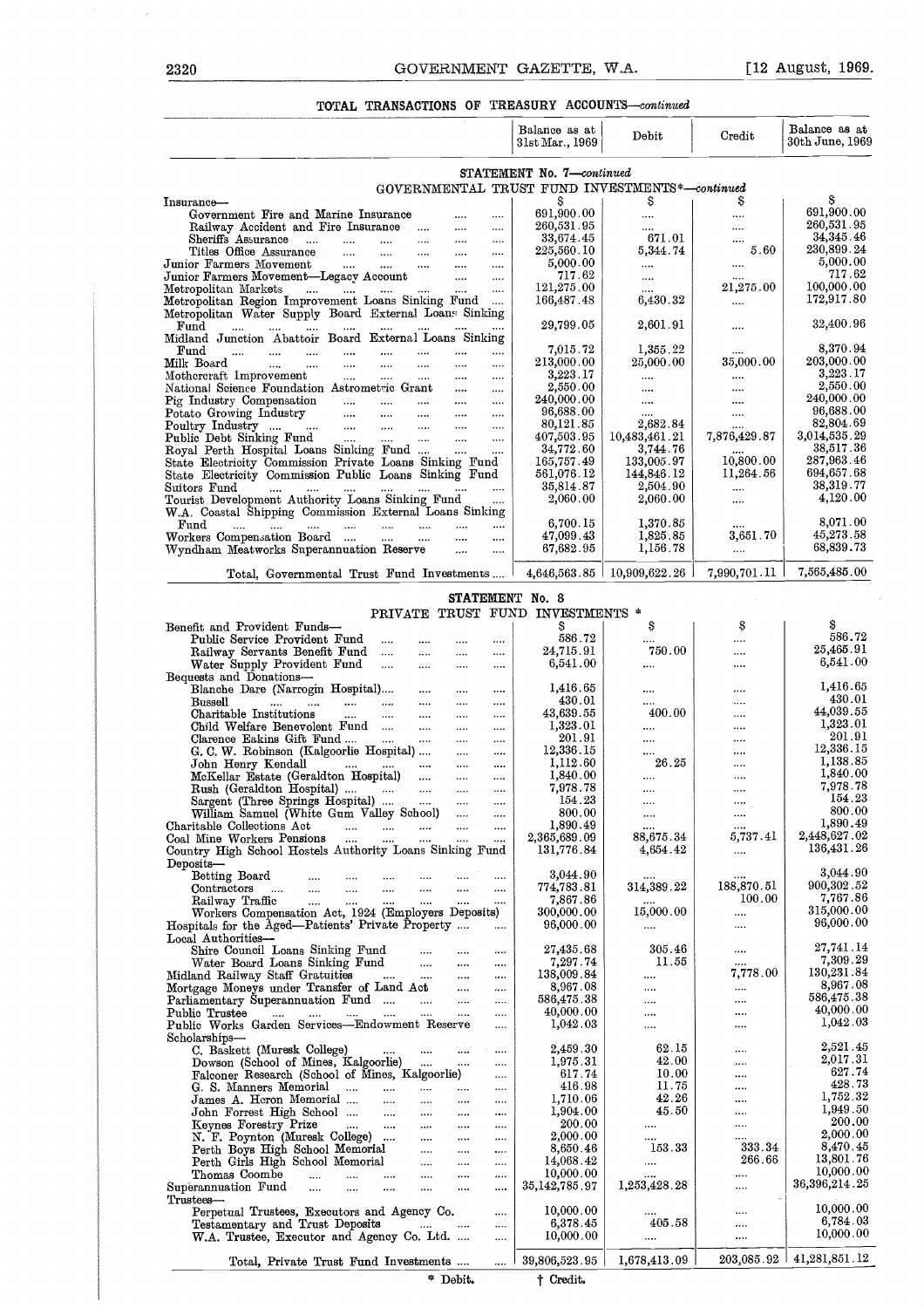## TOTAL TRANSACTIONS OF TREASURY ACCOUNTS—*continued*

| | Balance as at 31st Mar., 1969 | Debit | Credit | Balance as at 30th June, 1969 |
|---|---|---|---|---|
| **STATEMENT No. 7—*continued*** | | | | |
| **GOVERNMENTAL TRUST FUND INVESTMENTS*—*continued*** | | | | |
| | $ | $ | $ | $ |
| Insurance— | | | | |
| Government Fire and Marine Insurance | 691,900.00 | .... | .... | 691,900.00 |
| Railway Accident and Fire Insurance | 260,531.95 | .... | .... | 260,531.95 |
| Sheriffs Assurance | 33,674.45 | 671.01 | .... | 34,345.46 |
| Titles Office Assurance | 225,560.10 | 5,344.74 | 5.60 | 230,899.24 |
| Junior Farmers Movement | 5,000.00 | .... | .... | 5,000.00 |
| Junior Farmers Movement—Legacy Account | 717.62 | .... | .... | 717.62 |
| Metropolitan Markets | 121,275.00 | .... | 21,275.00 | 100,000.00 |
| Metropolitan Region Improvement Loans Sinking Fund | 166,487.48 | 6,430.32 | .... | 172,917.80 |
| Metropolitan Water Supply Board External Loans Sinking Fund | 29,799.05 | 2,601.91 | .... | 32,400.96 |
| Midland Junction Abattoir Board External Loans Sinking Fund | 7,015.72 | 1,355.22 | .... | 8,370.94 |
| Milk Board | 213,000.00 | 25,000.00 | 35,000.00 | 203,000.00 |
| Mothercraft Improvement | 3,223.17 | .... | .... | 3,223.17 |
| National Science Foundation Astrometric Grant | 2,550.00 | .... | .... | 2,550.00 |
| Pig Industry Compensation | 240,000.00 | .... | .... | 240,000.00 |
| Potato Growing Industry | 96,688.00 | .... | .... | 96,688.00 |
| Poultry Industry | 80,121.85 | 2,682.84 | .... | 82,804.69 |
| Public Debt Sinking Fund | 407,503.95 | 10,483,461.21 | 7,876,429.87 | 3,014,535.29 |
| Royal Perth Hospital Loans Sinking Fund | 34,772.60 | 3,744.76 | .... | 38,517.36 |
| State Electricity Commission Private Loans Sinking Fund | 165,757.49 | 133,005.97 | 10,800.00 | 287,963.46 |
| State Electricity Commission Public Loans Sinking Fund | 561,076.12 | 144,846.12 | 11,264.56 | 694,657.68 |
| Suitors Fund | 35,814.87 | 2,504.90 | .... | 38,319.77 |
| Tourist Development Authority Loans Sinking Fund | 2,060.00 | 2,060.00 | .... | 4,120.00 |
| W.A. Coastal Shipping Commission External Loans Sinking Fund | 6,700.15 | 1,370.85 | .... | 8,071.00 |
| Workers Compensation Board | 47,099.43 | 1,825.85 | 3,651.70 | 45,273.58 |
| Wyndham Meatworks Superannuation Reserve | 67,682.95 | 1,156.78 | .... | 68,839.73 |
| Total, Governmental Trust Fund Investments | 4,646,563.85 | 10,909,622.26 | 7,990,701.11 | 7,565,485.00 |
| **STATEMENT No. 8** | | | | |
| **PRIVATE TRUST FUND INVESTMENTS *** | | | | |
| | $ | $ | $ | $ |
| Benefit and Provident Funds— | | | | |
| Public Service Provident Fund | 586.72 | .... | .... | 586.72 |
| Railway Servants Benefit Fund | 24,715.91 | 750.00 | .... | 25,465.91 |
| Water Supply Provident Fund | 6,541.00 | .... | .... | 6,541.00 |
| Bequests and Donations— | | | | |
| Blanche Dare (Narrogin Hospital) | 1,416.65 | .... | .... | 1,416.65 |
| Bussell | 430.01 | .... | .... | 430.01 |
| Charitable Institutions | 43,639.55 | 400.00 | .... | 44,039.55 |
| Child Welfare Benevolent Fund | 1,323.01 | .... | .... | 1,323.01 |
| Clarence Eakins Gift Fund | 201.91 | .... | .... | 201.91 |
| G. C. W. Robinson (Kalgoorlie Hospital) | 12,336.15 | .... | .... | 12,336.15 |
| John Henry Kendall | 1,112.60 | 26.25 | .... | 1,138.85 |
| McKellar Estate (Geraldton Hospital) | 1,840.00 | .... | .... | 1,840.00 |
| Rush (Geraldton Hospital) | 7,978.78 | .... | .... | 7,978.78 |
| Sargent (Three Springs Hospital) | 154.23 | .... | .... | 154.23 |
| William Samuel (White Gum Valley School) | 800.00 | .... | .... | 800.00 |
| Charitable Collections Act | 1,890.49 | .... | .... | 1,890.49 |
| Coal Mine Workers Pensions | 2,365,689.09 | 88,675.34 | 5,737.41 | 2,448,627.02 |
| Country High School Hostels Authority Loans Sinking Fund | 131,776.84 | 4,654.42 | .... | 136,431.26 |
| Deposits— | | | | |
| Betting Board | 3,044.90 | .... | .... | 3,044.90 |
| Contractors | 774,783.81 | 314,389.22 | 188,870.51 | 900,302.52 |
| Railway Traffic | 7,867.86 | .... | 100.00 | 7,767.86 |
| Workers Compensation Act, 1924 (Employers Deposits) | 300,000.00 | 15,000.00 | .... | 315,000.00 |
| Hospitals for the Aged—Patients' Private Property | 96,000.00 | .... | .... | 96,000.00 |
| Local Authorities— | | | | |
| Shire Council Loans Sinking Fund | 27,435.68 | 305.46 | .... | 27,741.14 |
| Water Board Loans Sinking Fund | 7,297.74 | 11.55 | .... | 7,309.29 |
| Midland Railway Staff Gratuities | 138,009.84 | .... | 7,778.00 | 130,231.84 |
| Mortgage Moneys under Transfer of Land Act | 8,967.08 | .... | .... | 8,967.08 |
| Parliamentary Superannuation Fund | 586,475.38 | .... | .... | 586,475.38 |
| Public Trustee | 40,000.00 | .... | .... | 40,000.00 |
| Public Works Garden Services—Endowment Reserve | 1,042.03 | .... | .... | 1,042.03 |
| Scholarships— | | | | |
| C. Baskett (Muresk College) | 2,459.30 | 62.15 | .... | 2,521.45 |
| Dowson (School of Mines, Kalgoorlie) | 1,975.31 | 42.00 | .... | 2,017.31 |
| Falconer Research (School of Mines, Kalgoorlie) | 617.74 | 10.00 | .... | 627.74 |
| G. S. Manners Memorial | 416.98 | 11.75 | .... | 428.73 |
| James A. Heron Memorial | 1,710.06 | 42.26 | .... | 1,752.32 |
| John Forrest High School | 1,904.00 | 45.50 | .... | 1,949.50 |
| Keynes Forestry Prize | 200.00 | .... | .... | 200.00 |
| N. F. Poynton (Muresk College) | 2,000.00 | .... | .... | 2,000.00 |
| Perth Boys High School Memorial | 8,650.46 | 153.33 | 333.34 | 8,470.45 |
| Perth Girls High School Memorial | 14,068.42 | .... | 266.66 | 13,801.76 |
| Thomas Coombe | 10,000.00 | .... | .... | 10,000.00 |
| Superannuation Fund | 35,142,785.97 | 1,253,428.28 | .... | 36,396,214.25 |
| Trustees— | | | | |
| Perpetual Trustees, Executors and Agency Co. | 10,000.00 | .... | .... | 10,000.00 |
| Testamentary and Trust Deposits | 6,378.45 | 405.58 | .... | 6,784.03 |
| W.A. Trustee, Executor and Agency Co. Ltd. | 10,000.00 | .... | .... | 10,000.00 |
| Total, Private Trust Fund Investments | 39,806,523.95 | 1,678,413.09 | 203,085.92 | 41,281,851.12 |

\* Debit. † Credit.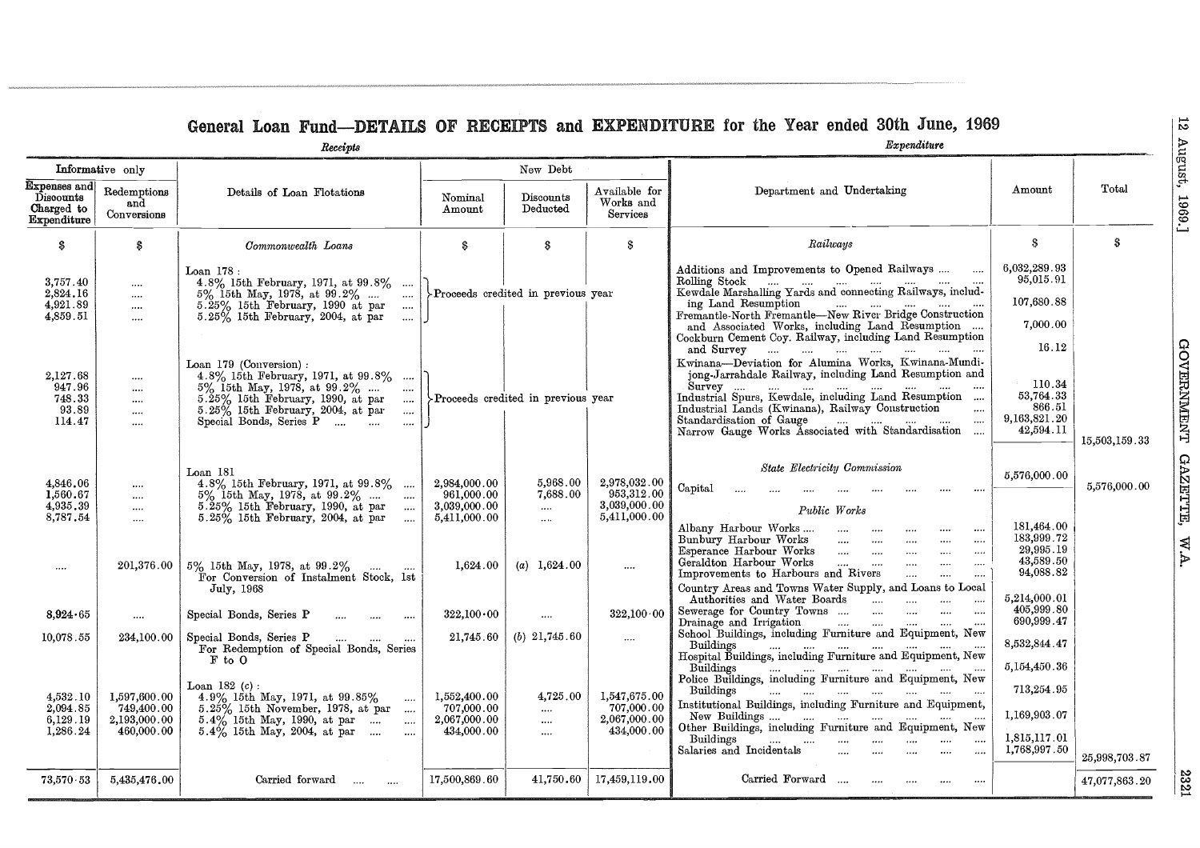# General Loan Fund—DETAILS OF RECEIPTS and EXPENDITURE for the Year ended 30th June, 1969

## *Receipts*

| Informative only | | Details of Loan Flotations | New Debt | | |
|---|---|---|---|---|---|
| Expenses and Discounts Charged to Expenditure | Redemptions and Conversions | | Nominal Amount | Discounts Deducted | Available for Works and Services |
| $ | $ | *Commonwealth Loans* | $ | $ | $ |
| | | Loan 178 : | | | |
| 3,757.40 | .... | 4.8% 15th February, 1971, at 99.8% .... | Proceeds credited in previous year | | |
| 2,824.16 | .... | 5% 15th May, 1978, at 99.2% .... | | | |
| 4,921.89 | .... | 5.25% 15th February, 1990 at par .... | | | |
| 4,859.51 | .... | 5.25% 15th February, 2004, at par .... | | | |
| | | Loan 179 (Conversion) : | | | |
| 2,127.68 | .... | 4.8% 15th February, 1971, at 99.8% .... | Proceeds credited in previous year | | |
| 947.96 | .... | 5% 15th May, 1978, at 99.2% .... | | | |
| 748.33 | .... | 5.25% 15th February, 1990, at par .... | | | |
| 93.89 | .... | 5.25% 15th February, 2004, at par .... | | | |
| 114.47 | .... | Special Bonds, Series P .... | | | |
| | | Loan 181 | | | |
| 4,846.06 | .... | 4.8% 15th February, 1971, at 99.8% .... | 2,984,000.00 | 5,968.00 | 2,978,032.00 |
| 1,560.67 | .... | 5% 15th May, 1978, at 99.2% .... | 961,000.00 | 7,688.00 | 953,312.00 |
| 4,935.39 | .... | 5.25% 15th February, 1990, at par .... | 3,039,000.00 | .... | 3,039,000.00 |
| 8,787.54 | .... | 5.25% 15th February, 2004, at par .... | 5,411,000.00 | .... | 5,411,000.00 |
| .... | 201,376.00 | 5% 15th May, 1978, at 99.2% .... For Conversion of Instalment Stock, 1st July, 1968 | 1,624.00 | (a) 1,624.00 | .... |
| 8,924.65 | .... | Special Bonds, Series P .... | 322,100.00 | .... | 322,100.00 |
| 10,078.55 | 234,100.00 | Special Bonds, Series P .... For Redemption of Special Bonds, Series F to O | 21,745.60 | (b) 21,745.60 | .... |
| | | Loan 182 (c) : | | | |
| 4,532.10 | 1,597,600.00 | 4.9% 15th May, 1971, at 99.85% .... | 1,552,400.00 | 4,725.00 | 1,547,675.00 |
| 2,094.85 | 749,400.00 | 5.25% 15th November, 1978, at par .... | 707,000.00 | .... | 707,000.00 |
| 6,129.19 | 2,193,000.00 | 5.4% 15th May, 1990, at par .... | 2,067,000.00 | .... | 2,067,000.00 |
| 1,286.24 | 460,000.00 | 5.4% 15th May, 2004, at par .... | 434,000.00 | .... | 434,000.00 |
| 73,570.53 | 5,435,476.00 | Carried forward .... | 17,500,869.60 | 41,750.60 | 17,459,119.00 |

## *Expenditure*

| Department and Undertaking | Amount | Total |
|---|---|---|
| | $ | $ |
| *Railways* | | |
| Additions and Improvements to Opened Railways .... | 6,032,289.93 | |
| Rolling Stock .... | 95,015.91 | |
| Kewdale Marshalling Yards and connecting Railways, including Land Resumption .... | 107,680.88 | |
| Fremantle-North Fremantle—New River Bridge Construction and Associated Works, including Land Resumption .... | 7,000.00 | |
| Cockburn Cement Coy. Railway, including Land Resumption and Survey .... | 16.12 | |
| Kwinana—Deviation for Alumina Works, Kwinana-Mundijong-Jarrahdale Railway, including Land Resumption and Survey .... | 110.34 | |
| Industrial Spurs, Kewdale, including Land Resumption .... | 53,764.33 | |
| Industrial Lands (Kwinana), Railway Construction .... | 866.51 | |
| Standardisation of Gauge .... | 9,163,821.20 | |
| Narrow Gauge Works Associated with Standardisation .... | 42,594.11 | |
| | | 15,503,159.33 |
| *State Electricity Commission* | | |
| Capital .... | 5,576,000.00 | 5,576,000.00 |
| *Public Works* | | |
| Albany Harbour Works .... | 181,464.00 | |
| Bunbury Harbour Works .... | 183,999.72 | |
| Esperance Harbour Works .... | 29,995.19 | |
| Geraldton Harbour Works .... | 43,589.50 | |
| Improvements to Harbours and Rivers .... | 94,088.82 | |
| Country Areas and Towns Water Supply, and Loans to Local Authorities and Water Boards .... | 5,214,000.01 | |
| Sewerage for Country Towns .... | 405,999.80 | |
| Drainage and Irrigation .... | 690,999.47 | |
| School Buildings, including Furniture and Equipment, New Buildings .... | 8,532,844.47 | |
| Hospital Buildings, including Furniture and Equipment, New Buildings .... | 5,154,450.36 | |
| Police Buildings, including Furniture and Equipment, New Buildings .... | 713,254.95 | |
| Institutional Buildings, including Furniture and Equipment, New Buildings .... | 1,169,903.07 | |
| Other Buildings, including Furniture and Equipment, New Buildings .... | 1,815,117.01 | |
| Salaries and Incidentals .... | 1,768,997.50 | |
| | | 25,998,703.87 |
| Carried Forward .... | | 47,077,863.20 |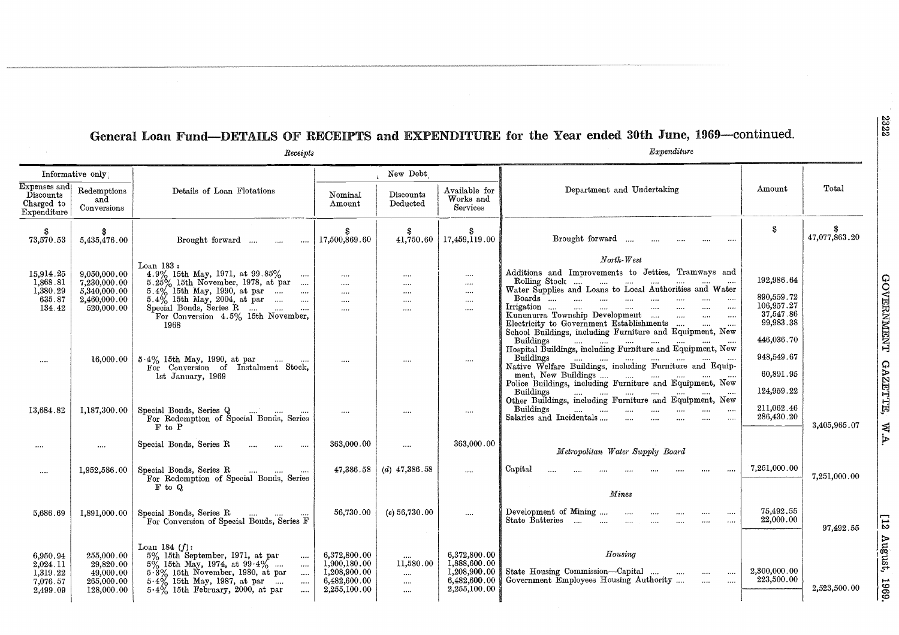# General Loan Fund—DETAILS OF RECEIPTS and EXPENDITURE for the Year ended 30th June, 1969—continued.

## Receipts

| Informative only | | Details of Loan Flotations | New Debt | | |
|---|---|---|---|---|---|
| Expenses and Discounts Charged to Expenditure | Redemptions and Conversions | | Nominal Amount | Discounts Deducted | Available for Works and Services |
| $ | $ | | $ | $ | $ |
| 73,570.53 | 5,435,476.00 | Brought forward .... .... .... | 17,500,869.60 | 41,750.60 | 17,459,119.00 |
| | | Loan 183: | | | |
| 15,914.25 | 9,050,000.00 | 4.9% 15th May, 1971, at 99.85% .... | .... | .... | .... |
| 1,868.81 | 7,230,000.00 | 5.25% 15th November, 1978, at par .... | .... | .... | .... |
| 1,380.29 | 5,340,000.00 | 5.4% 15th May, 1990, at par .... .... | .... | .... | .... |
| 635.87 | 2,460,000.00 | 5.4% 15th May, 2004, at par .... .... | .... | .... | .... |
| 134.42 | 520,000.00 | Special Bonds, Series R .... .... .... For Conversion 4.5% 15th November, 1968 | .... | .... | .... |
| .... | 16,000.00 | 5·4% 15th May, 1990, at par .... .... For Conversion of Instalment Stock, 1st January, 1969 | .... | .... | .... |
| 13,684.82 | 1,187,300.00 | Special Bonds, Series Q .... .... .... For Redemption of Special Bonds, Series F to P | .... | .... | .... |
| .... | .... | Special Bonds, Series R .... .... .... | 363,000.00 | .... | 363,000.00 |
| .... | 1,952,586.00 | Special Bonds, Series R .... .... .... For Redemption of Special Bonds, Series F to Q | 47,386.58 | (d) 47,386.58 | .... |
| 5,686.69 | 1,891,000.00 | Special Bonds, Series R .... .... .... For Conversion of Special Bonds, Series F | 56,730.00 | (e) 56,730.00 | .... |
| | | Loan 184 (f): | | | |
| 6,950.94 | 255,000.00 | 5% 15th September, 1971, at par .... | 6,372,800.00 | .... | 6,372,800.00 |
| 2,024.11 | 29,820.00 | 5% 15th May, 1974, at 99·4% .... .... | 1,900,180.00 | 11,580.00 | 1,888,600.00 |
| 1,319.22 | 49,000.00 | 5·3% 15th November, 1980, at par .... | 1,208,900.00 | .... | 1,208,900.00 |
| 7,076.57 | 265,000.00 | 5·4% 15th May, 1987, at par .... .... | 6,482,600.00 | .... | 6,482,600.00 |
| 2,499.09 | 128,000.00 | 5·4% 15th February, 2000, at par .... | 2,255,100.00 | .... | 2,255,100.00 |

## Expenditure

| Department and Undertaking | Amount | Total |
|---|---|---|
| | $ | $ |
| Brought forward .... .... .... .... .... | | 47,077,863.20 |
| *North-West* | | |
| Additions and Improvements to Jetties, Tramways and Rolling Stock .... .... .... .... .... .... .... | 192,986.64 | |
| Water Supplies and Loans to Local Authorities and Water Boards .... .... .... .... .... .... .... .... | 890,559.72 | |
| Irrigation .... .... .... .... .... .... .... .... | 106,957.27 | |
| Kununurra Township Development .... .... .... .... | 37,547.86 | |
| Electricity to Government Establishments .... .... .... | 99,983.38 | |
| School Buildings, including Furniture and Equipment, New Buildings .... .... .... .... .... .... .... | 446,036.70 | |
| Hospital Buildings, including Furniture and Equipment, New Buildings .... .... .... .... .... .... .... | 948,549.67 | |
| Native Welfare Buildings, including Furniture and Equipment, New Buildings .... .... .... .... .... | 60,891.95 | |
| Police Buildings, including Furniture and Equipment, New Buildings .... .... .... .... .... .... .... | 124,959.22 | |
| Other Buildings, including Furniture and Equipment, New Buildings .... .... .... .... .... .... .... | 211,062.46 | |
| Salaries and Incidentals .... .... .... .... .... | 286,430.20 | |
| | | 3,405,965.07 |
| *Metropolitan Water Supply Board* | | |
| Capital .... .... .... .... .... .... .... .... | 7,251,000.00 | |
| | | 7,251,000.00 |
| *Mines* | | |
| Development of Mining .... .... .... .... .... .... | 75,492.55 | |
| State Batteries .... .... .... .... .... .... .... | 22,000.00 | |
| | | 97,492.55 |
| *Housing* | | |
| State Housing Commission—Capital .... .... .... .... | 2,300,000.00 | |
| Government Employees Housing Authority .... .... .... | 223,500.00 | |
| | | 2,523,500.00 |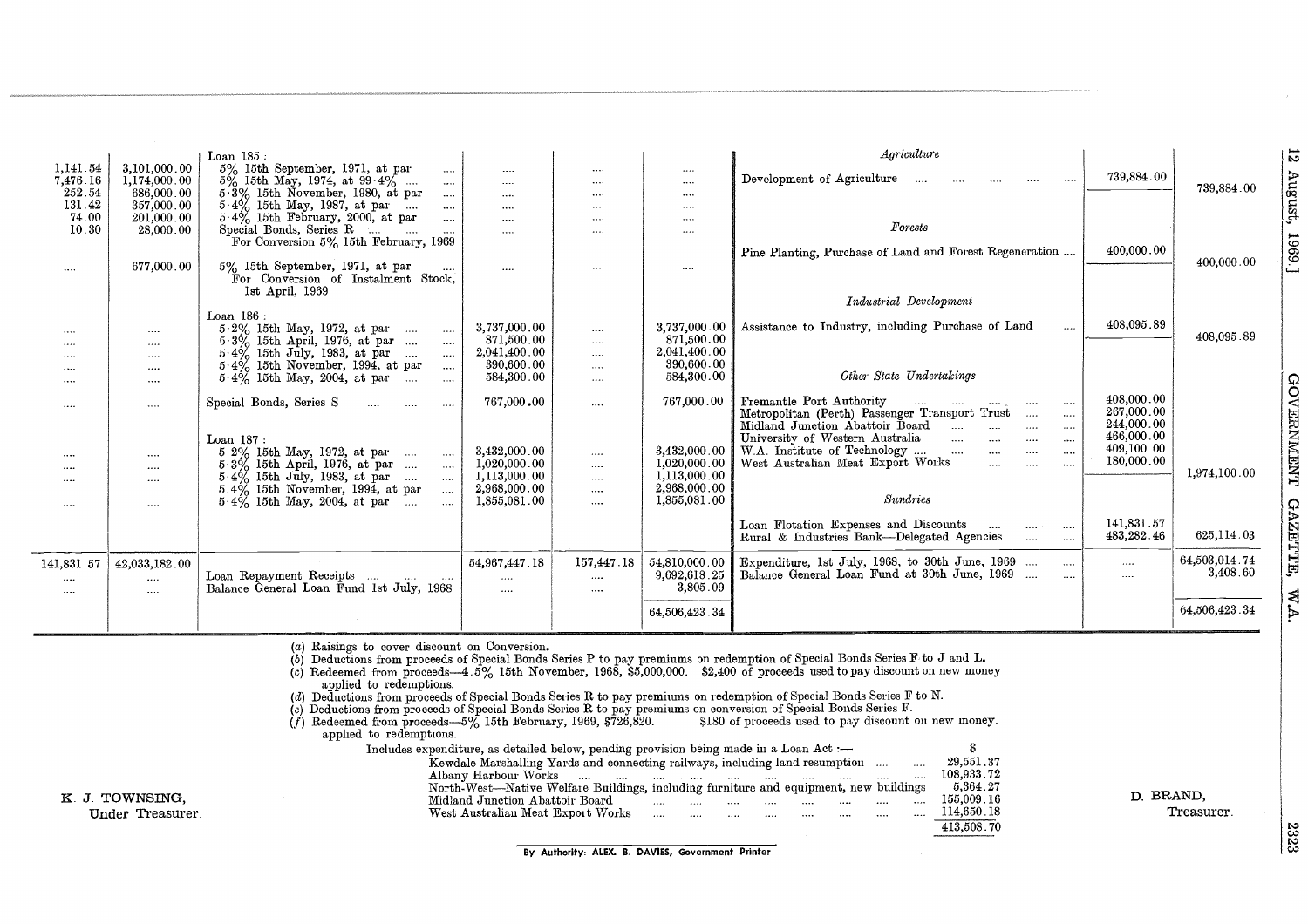| | | | | | | | | |
|---|---|---|---|---|---|---|---|---|
| | | Loan 185 : | | | | *Agriculture* | | |
| 1,141.54 | 3,101,000.00 | 5% 15th September, 1971, at par .... | .... | .... | .... | Development of Agriculture .... .... .... .... .... | 739,884.00 | 739,884.00 |
| 7,476.16 | 1,174,000.00 | 5% 15th May, 1974, at 99·4% .... | .... | .... | .... | | | |
| 252.54 | 686,000.00 | 5·3% 15th November, 1980, at par .... | .... | .... | .... | | | |
| 131.42 | 357,000.00 | 5·4% 15th May, 1987, at par .... | .... | .... | .... | | | |
| 74.00 | 201,000.00 | 5·4% 15th February, 2000, at par .... | .... | .... | .... | *Forests* | | |
| 10.30 | 28,000.00 | Special Bonds, Series R .... .... | .... | .... | .... | | | |
| | | For Conversion 5% 15th February, 1969 | | | | Pine Planting, Purchase of Land and Forest Regeneration .... | 400,000.00 | 400,000.00 |
| .... | 677,000.00 | 5% 15th September, 1971, at par .... For Conversion of Instalment Stock, 1st April, 1969 | .... | .... | .... | | | |
| | | | | | | *Industrial Development* | | |
| | | Loan 186 : | | | | | | |
| .... | .... | 5·2% 15th May, 1972, at par .... .... | 3,737,000.00 | .... | 3,737,000.00 | Assistance to Industry, including Purchase of Land .... | 408,095.89 | 408,095.89 |
| .... | .... | 5·3% 15th April, 1976, at par .... .... | 871,500.00 | .... | 871,500.00 | | | |
| .... | .... | 5·4% 15th July, 1983, at par .... .... | 2,041,400.00 | .... | 2,041,400.00 | | | |
| .... | .... | 5·4% 15th November, 1994, at par .... | 390,600.00 | .... | 390,600.00 | | | |
| .... | .... | 5·4% 15th May, 2004, at par .... .... | 584,300.00 | .... | 584,300.00 | *Other State Undertakings* | | |
| .... | .... | Special Bonds, Series S .... .... .... | 767,000.00 | .... | 767,000.00 | Fremantle Port Authority .... .... .... .... .... | 408,000.00 | |
| | | | | | | Metropolitan (Perth) Passenger Transport Trust .... .... | 267,000.00 | |
| | | | | | | Midland Junction Abattoir Board .... .... .... .... | 244,000.00 | |
| | | Loan 187 : | | | | University of Western Australia .... .... .... .... | 466,000.00 | |
| .... | .... | 5·2% 15th May, 1972, at par .... .... | 3,432,000.00 | .... | 3,432,000.00 | W.A. Institute of Technology .... .... .... .... .... | 409,100.00 | |
| .... | .... | 5·3% 15th April, 1976, at par .... .... | 1,020,000.00 | .... | 1,020,000.00 | West Australian Meat Export Works .... .... .... | 180,000.00 | |
| .... | .... | 5·4% 15th July, 1983, at par .... .... | 1,113,000.00 | .... | 1,113,000.00 | | | 1,974,100.00 |
| .... | .... | 5.4% 15th November, 1994, at par .... | 2,968,000.00 | .... | 2,968,000.00 | | | |
| .... | .... | 5·4% 15th May, 2004, at par .... .... | 1,855,081.00 | .... | 1,855,081.00 | *Sundries* | | |
| | | | | | | Loan Flotation Expenses and Discounts .... .... .... | 141,831.57 | |
| | | | | | | Rural & Industries Bank—Delegated Agencies .... .... | 483,282.46 | 625,114.03 |
| 141,831.57 | 42,033,182.00 | | 54,967,447.18 | 157,447.18 | 54,810,000.00 | Expenditure, 1st July, 1968, to 30th June, 1969 .... .... | .... | 64,503,014.74 |
| .... | .... | Loan Repayment Receipts .... .... .... | .... | .... | 9,692,618.25 | Balance General Loan Fund at 30th June, 1969 .... .... | .... | 3,408.60 |
| .... | .... | Balance General Loan Fund 1st July, 1968 | .... | .... | 3,805.09 | | | |
| | | | | | 64,506,423.34 | | | 64,506,423.34 |

(a) Raisings to cover discount on Conversion.
(b) Deductions from proceeds of Special Bonds Series P to pay premiums on redemption of Special Bonds Series F to J and L.
(c) Redeemed from proceeds—4.5% 15th November, 1968, $5,000,000. $2,400 of proceeds used to pay discount on new money applied to redemptions.
(d) Deductions from proceeds of Special Bonds Series R to pay premiums on redemption of Special Bonds Series F to N.
(e) Deductions from proceeds of Special Bonds Series R to pay premiums on conversion of Special Bonds Series F.
(f) Redeemed from proceeds—5% 15th February, 1969, $726,820. $180 of proceeds used to pay discount on new money applied to redemptions.

Includes expenditure, as detailed below, pending provision being made in a Loan Act :—

| | $ |
|---|---|
| Kewdale Marshalling Yards and connecting railways, including land resumption .... .... | 29,551.37 |
| Albany Harbour Works .... .... .... .... .... .... .... .... .... .... | 108,933.72 |
| North-West—Native Welfare Buildings, including furniture and equipment, new buildings | 5,364.27 |
| Midland Junction Abattoir Board .... .... .... .... .... .... .... .... | 155,009.16 |
| West Australian Meat Export Works .... .... .... .... .... .... .... | 114,650.18 |
| | 413,508.70 |

K. J. TOWNSING,
Under Treasurer.

D. BRAND,
Treasurer.

By Authority: ALEX. B. DAVIES, Government Printer